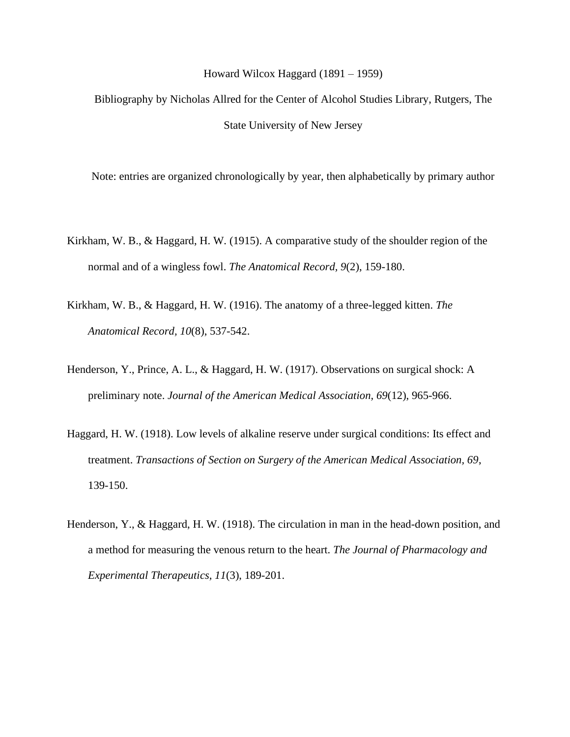Howard Wilcox Haggard (1891 – 1959)

Bibliography by Nicholas Allred for the Center of Alcohol Studies Library, Rutgers, The State University of New Jersey

Note: entries are organized chronologically by year, then alphabetically by primary author

Kirkham, W. B., & Haggard, H. W. (1915). A comparative study of the shoulder region of the normal and of a wingless fowl. *The Anatomical Record, 9*(2), 159-180.

Kirkham, W. B., & Haggard, H. W. (1916). The anatomy of a three-legged kitten. *The Anatomical Record, 10*(8), 537-542.

Henderson, Y., Prince, A. L., & Haggard, H. W. (1917). Observations on surgical shock: A preliminary note. *Journal of the American Medical Association, 69*(12), 965-966.

Haggard, H. W. (1918). Low levels of alkaline reserve under surgical conditions: Its effect and treatment. *Transactions of Section on Surgery of the American Medical Association, 69*, 139-150.

Henderson, Y., & Haggard, H. W. (1918). The circulation in man in the head-down position, and a method for measuring the venous return to the heart. *The Journal of Pharmacology and Experimental Therapeutics, 11*(3), 189-201.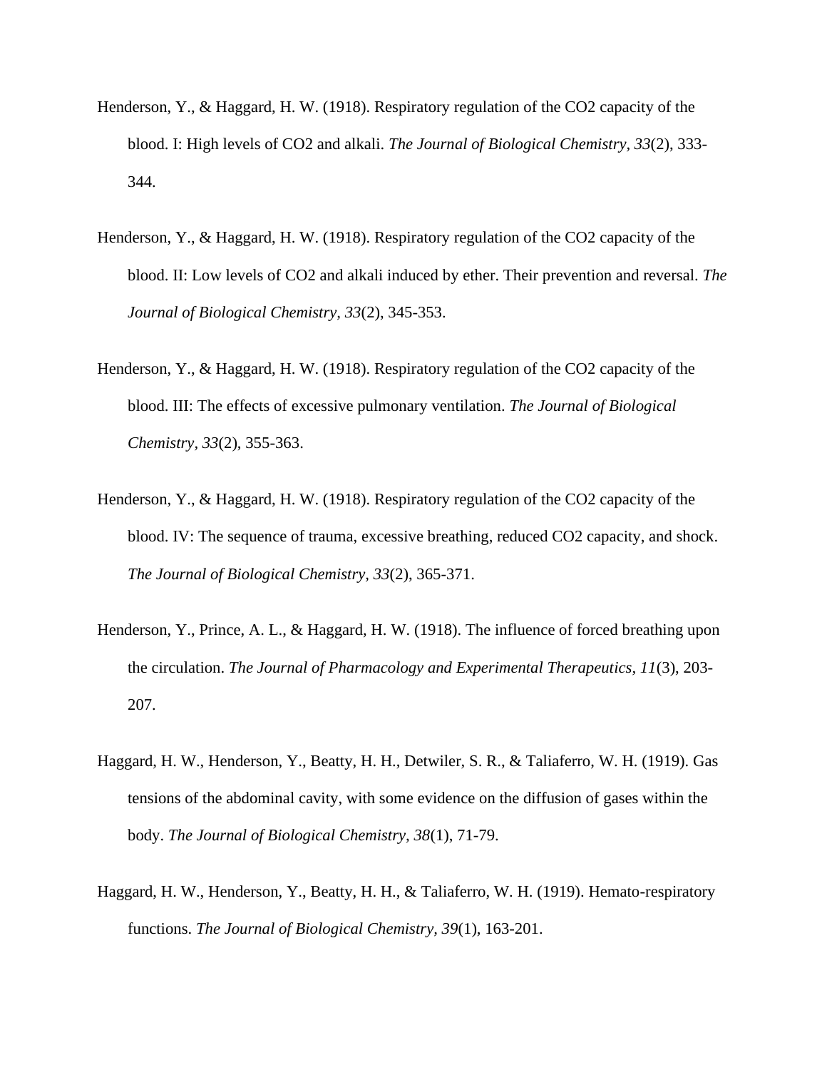Henderson, Y., & Haggard, H. W. (1918). Respiratory regulation of the $CO_2$ capacity of the blood. I: High levels of $CO_2$ and alkali. *The Journal of Biological Chemistry, 33*(2), 333-344.

Henderson, Y., & Haggard, H. W. (1918). Respiratory regulation of the $CO_2$ capacity of the blood. II: Low levels of $CO_2$ and alkali induced by ether. Their prevention and reversal. *The Journal of Biological Chemistry, 33*(2), 345-353.

Henderson, Y., & Haggard, H. W. (1918). Respiratory regulation of the $CO_2$ capacity of the blood. III: The effects of excessive pulmonary ventilation. *The Journal of Biological Chemistry*, *33*(2), 355-363.

Henderson, Y., & Haggard, H. W. (1918). Respiratory regulation of the $CO_2$ capacity of the blood. IV: The sequence of trauma, excessive breathing, reduced $CO_2$ capacity, and shock. *The Journal of Biological Chemistry*, *33*(2), 365-371.

Henderson, Y., Prince, A. L., & Haggard, H. W. (1918). The influence of forced breathing upon the circulation. *The Journal of Pharmacology and Experimental Therapeutics, 11*(3), 203-207.

Haggard, H. W., Henderson, Y., Beatty, H. H., Detwiler, S. R., & Taliaferro, W. H. (1919). Gas tensions of the abdominal cavity, with some evidence on the diffusion of gases within the body. *The Journal of Biological Chemistry, 38*(1), 71-79.

Haggard, H. W., Henderson, Y., Beatty, H. H., & Taliaferro, W. H. (1919). Hemato-respiratory functions. *The Journal of Biological Chemistry, 39*(1), 163-201.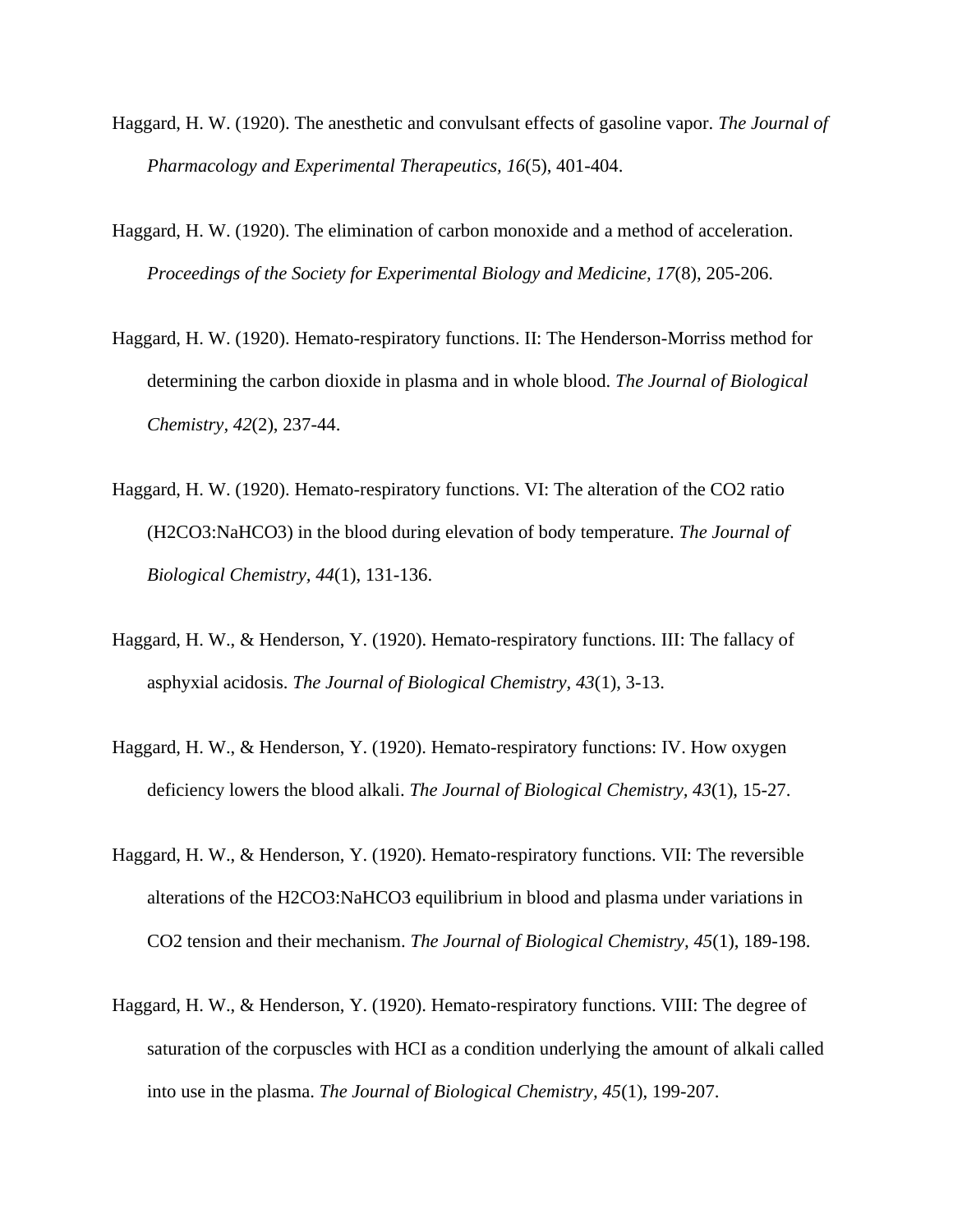Haggard, H. W. (1920). The anesthetic and convulsant effects of gasoline vapor. *The Journal of Pharmacology and Experimental Therapeutics, 16*(5), 401-404.

Haggard, H. W. (1920). The elimination of carbon monoxide and a method of acceleration. *Proceedings of the Society for Experimental Biology and Medicine, 17*(8), 205-206.

Haggard, H. W. (1920). Hemato-respiratory functions. II: The Henderson-Morriss method for determining the carbon dioxide in plasma and in whole blood. *The Journal of Biological Chemistry*, *42*(2), 237-44.

Haggard, H. W. (1920). Hemato-respiratory functions. VI: The alteration of the CO2 ratio (H2CO3:NaHCO3) in the blood during elevation of body temperature. *The Journal of Biological Chemistry*, *44*(1), 131-136.

Haggard, H. W., & Henderson, Y. (1920). Hemato-respiratory functions. III: The fallacy of asphyxial acidosis. *The Journal of Biological Chemistry*, *43*(1), 3-13.

Haggard, H. W., & Henderson, Y. (1920). Hemato-respiratory functions: IV. How oxygen deficiency lowers the blood alkali. *The Journal of Biological Chemistry, 43*(1), 15-27.

Haggard, H. W., & Henderson, Y. (1920). Hemato-respiratory functions. VII: The reversible alterations of the H2CO3:NaHCO3 equilibrium in blood and plasma under variations in CO2 tension and their mechanism. *The Journal of Biological Chemistry, 45*(1), 189-198.

Haggard, H. W., & Henderson, Y. (1920). Hemato-respiratory functions. VIII: The degree of saturation of the corpuscles with HCI as a condition underlying the amount of alkali called into use in the plasma. *The Journal of Biological Chemistry, 45*(1), 199-207.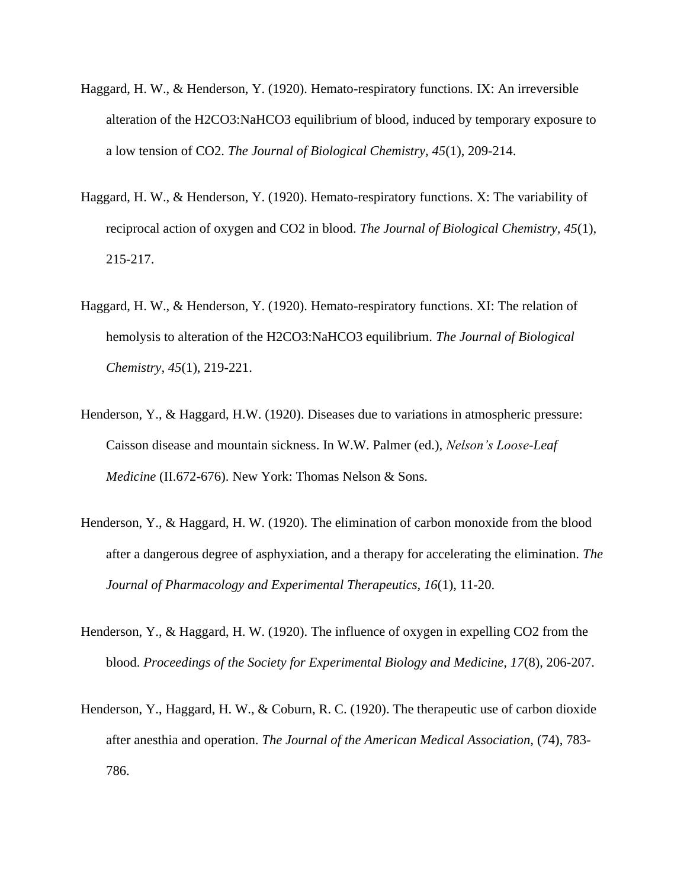Haggard, H. W., & Henderson, Y. (1920). Hemato-respiratory functions. IX: An irreversible alteration of the $H_2CO_3$:$NaHCO_3$ equilibrium of blood, induced by temporary exposure to a low tension of $CO_2$. *The Journal of Biological Chemistry, 45*(1), 209-214.

Haggard, H. W., & Henderson, Y. (1920). Hemato-respiratory functions. X: The variability of reciprocal action of oxygen and $CO_2$ in blood. *The Journal of Biological Chemistry, 45*(1), 215-217.

Haggard, H. W., & Henderson, Y. (1920). Hemato-respiratory functions. XI: The relation of hemolysis to alteration of the $H_2CO_3$:$NaHCO_3$ equilibrium. *The Journal of Biological Chemistry*, *45*(1), 219-221.

Henderson, Y., & Haggard, H.W. (1920). Diseases due to variations in atmospheric pressure: Caisson disease and mountain sickness. In W.W. Palmer (ed.), *Nelson's Loose-Leaf Medicine* (II.672-676). New York: Thomas Nelson & Sons.

Henderson, Y., & Haggard, H. W. (1920). The elimination of carbon monoxide from the blood after a dangerous degree of asphyxiation, and a therapy for accelerating the elimination. *The Journal of Pharmacology and Experimental Therapeutics, 16*(1), 11-20.

Henderson, Y., & Haggard, H. W. (1920). The influence of oxygen in expelling $CO_2$ from the blood. *Proceedings of the Society for Experimental Biology and Medicine, 17*(8), 206-207.

Henderson, Y., Haggard, H. W., & Coburn, R. C. (1920). The therapeutic use of carbon dioxide after anesthia and operation. *The Journal of the American Medical Association*, (74), 783-786.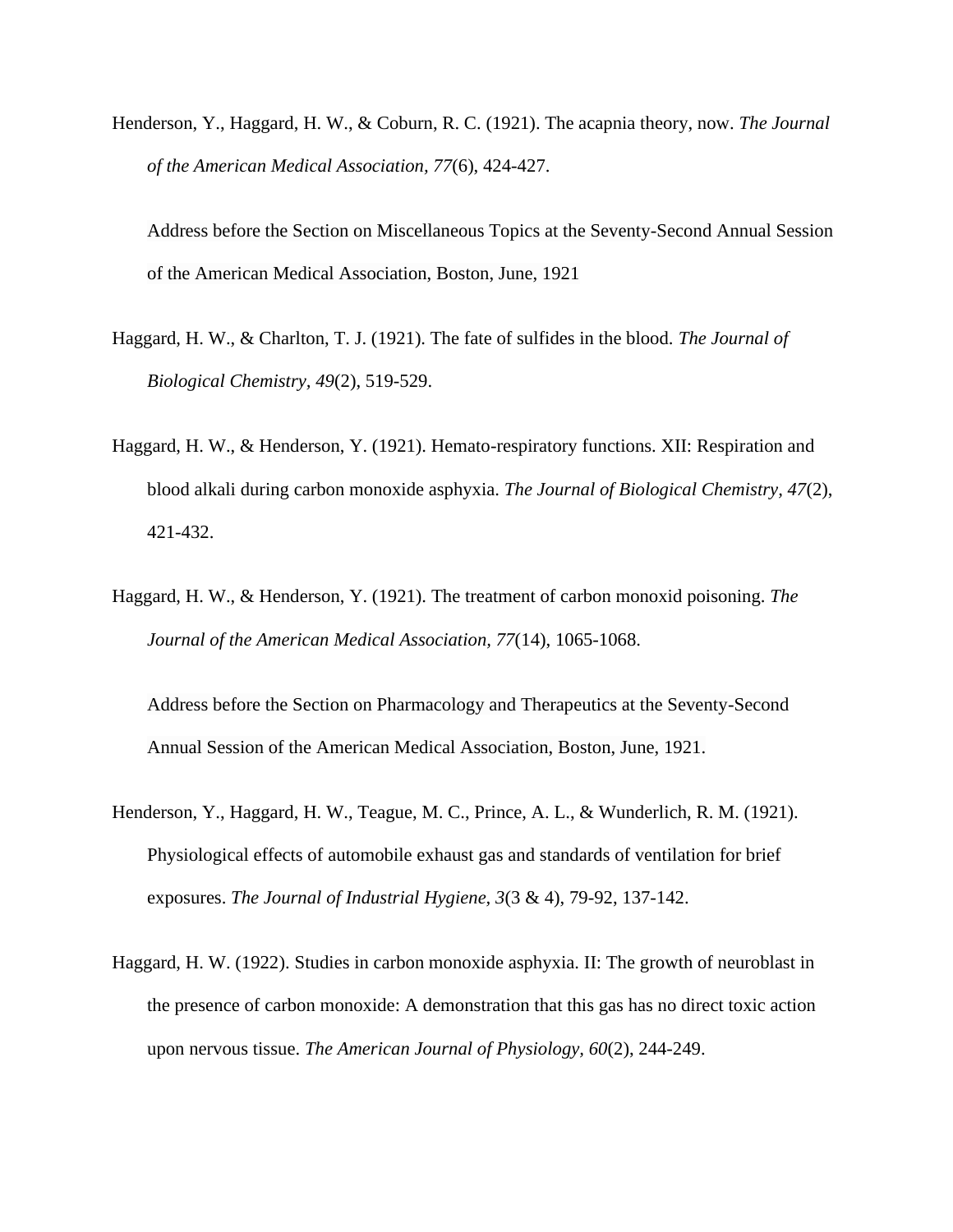Henderson, Y., Haggard, H. W., & Coburn, R. C. (1921). The acapnia theory, now. *The Journal of the American Medical Association, 77*(6), 424-427.

Address before the Section on Miscellaneous Topics at the Seventy-Second Annual Session of the American Medical Association, Boston, June, 1921

Haggard, H. W., & Charlton, T. J. (1921). The fate of sulfides in the blood. *The Journal of Biological Chemistry, 49*(2), 519-529.

Haggard, H. W., & Henderson, Y. (1921). Hemato-respiratory functions. XII: Respiration and blood alkali during carbon monoxide asphyxia. *The Journal of Biological Chemistry*, *47*(2), 421-432.

Haggard, H. W., & Henderson, Y. (1921). The treatment of carbon monoxid poisoning. *The Journal of the American Medical Association, 77*(14), 1065-1068.

Address before the Section on Pharmacology and Therapeutics at the Seventy-Second Annual Session of the American Medical Association, Boston, June, 1921.

Henderson, Y., Haggard, H. W., Teague, M. C., Prince, A. L., & Wunderlich, R. M. (1921). Physiological effects of automobile exhaust gas and standards of ventilation for brief exposures. *The Journal of Industrial Hygiene, 3*(3 & 4), 79-92, 137-142.

Haggard, H. W. (1922). Studies in carbon monoxide asphyxia. II: The growth of neuroblast in the presence of carbon monoxide: A demonstration that this gas has no direct toxic action upon nervous tissue. *The American Journal of Physiology, 60*(2), 244-249.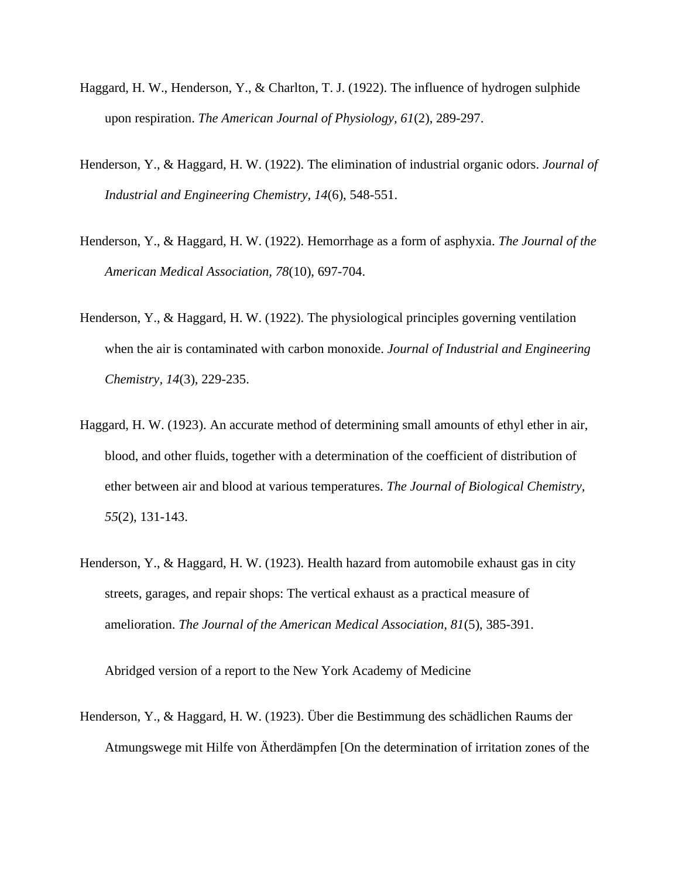Haggard, H. W., Henderson, Y., & Charlton, T. J. (1922). The influence of hydrogen sulphide upon respiration. *The American Journal of Physiology, 61*(2), 289-297.

Henderson, Y., & Haggard, H. W. (1922). The elimination of industrial organic odors. *Journal of Industrial and Engineering Chemistry, 14*(6), 548-551.

Henderson, Y., & Haggard, H. W. (1922). Hemorrhage as a form of asphyxia. *The Journal of the American Medical Association, 78*(10), 697-704.

Henderson, Y., & Haggard, H. W. (1922). The physiological principles governing ventilation when the air is contaminated with carbon monoxide. *Journal of Industrial and Engineering Chemistry, 14*(3), 229-235.

Haggard, H. W. (1923). An accurate method of determining small amounts of ethyl ether in air, blood, and other fluids, together with a determination of the coefficient of distribution of ether between air and blood at various temperatures. *The Journal of Biological Chemistry, 55*(2), 131-143.

Henderson, Y., & Haggard, H. W. (1923). Health hazard from automobile exhaust gas in city streets, garages, and repair shops: The vertical exhaust as a practical measure of amelioration. *The Journal of the American Medical Association, 81*(5), 385-391.

Abridged version of a report to the New York Academy of Medicine

Henderson, Y., & Haggard, H. W. (1923). Über die Bestimmung des schädlichen Raums der Atmungswege mit Hilfe von Ätherdämpfen [On the determination of irritation zones of the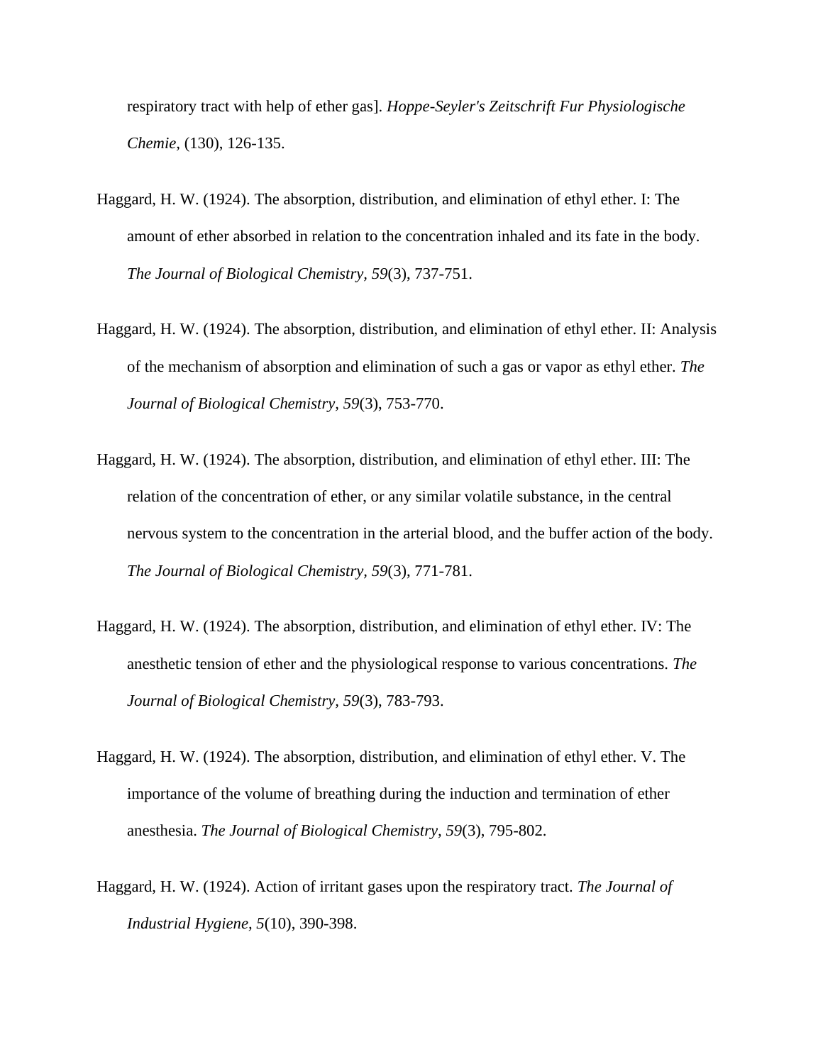respiratory tract with help of ether gas]. *Hoppe-Seyler's Zeitschrift Fur Physiologische Chemie,* (130), 126-135.

Haggard, H. W. (1924). The absorption, distribution, and elimination of ethyl ether. I: The amount of ether absorbed in relation to the concentration inhaled and its fate in the body. *The Journal of Biological Chemistry*, *59*(3), 737-751.

Haggard, H. W. (1924). The absorption, distribution, and elimination of ethyl ether. II: Analysis of the mechanism of absorption and elimination of such a gas or vapor as ethyl ether. *The Journal of Biological Chemistry, 59*(3), 753-770.

Haggard, H. W. (1924). The absorption, distribution, and elimination of ethyl ether. III: The relation of the concentration of ether, or any similar volatile substance, in the central nervous system to the concentration in the arterial blood, and the buffer action of the body. *The Journal of Biological Chemistry, 59*(3), 771-781.

Haggard, H. W. (1924). The absorption, distribution, and elimination of ethyl ether. IV: The anesthetic tension of ether and the physiological response to various concentrations. *The Journal of Biological Chemistry, 59*(3), 783-793.

Haggard, H. W. (1924). The absorption, distribution, and elimination of ethyl ether. V. The importance of the volume of breathing during the induction and termination of ether anesthesia. *The Journal of Biological Chemistry, 59*(3), 795-802.

Haggard, H. W. (1924). Action of irritant gases upon the respiratory tract. *The Journal of Industrial Hygiene, 5*(10), 390-398.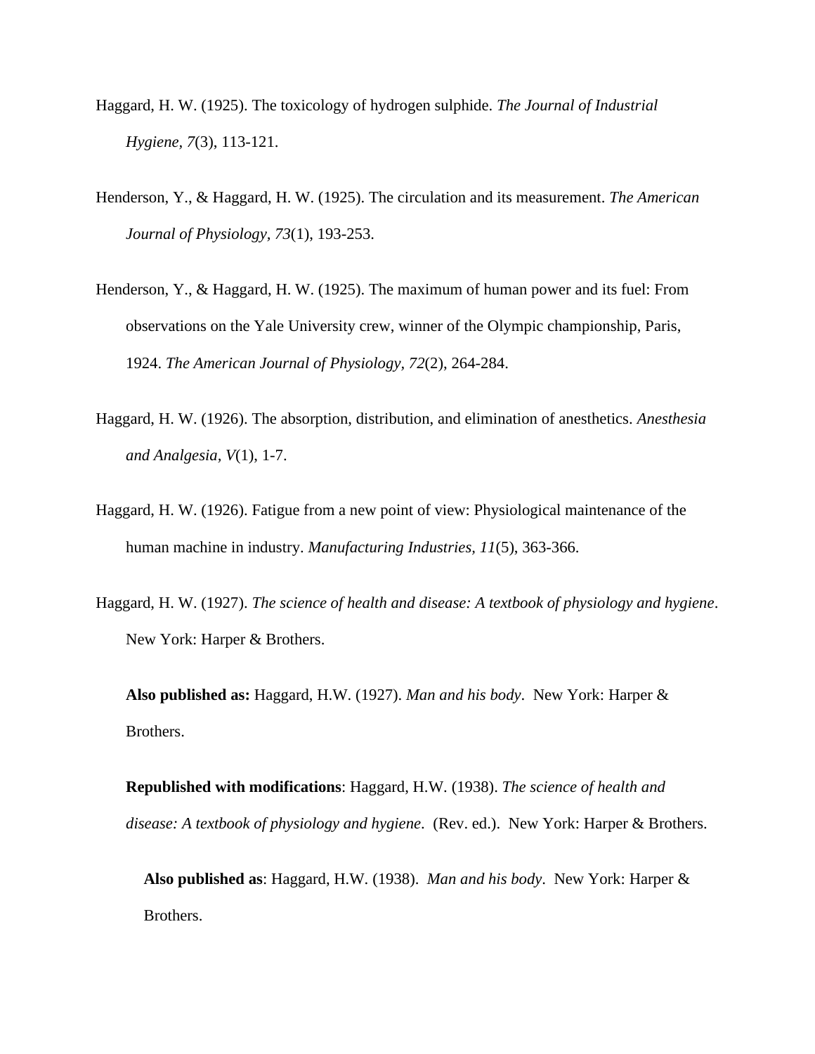Haggard, H. W. (1925). The toxicology of hydrogen sulphide. *The Journal of Industrial Hygiene*, *7*(3), 113-121.

Henderson, Y., & Haggard, H. W. (1925). The circulation and its measurement. *The American Journal of Physiology*, *73*(1), 193-253.

Henderson, Y., & Haggard, H. W. (1925). The maximum of human power and its fuel: From observations on the Yale University crew, winner of the Olympic championship, Paris, 1924. *The American Journal of Physiology*, *72*(2), 264-284.

Haggard, H. W. (1926). The absorption, distribution, and elimination of anesthetics. *Anesthesia and Analgesia*, *V*(1), 1-7.

Haggard, H. W. (1926). Fatigue from a new point of view: Physiological maintenance of the human machine in industry. *Manufacturing Industries, 11*(5), 363-366.

Haggard, H. W. (1927). *The science of health and disease: A textbook of physiology and hygiene*. New York: Harper & Brothers.

**Also published as:** Haggard, H.W. (1927). *Man and his body*. New York: Harper & Brothers.

**Republished with modifications**: Haggard, H.W. (1938). *The science of health and disease: A textbook of physiology and hygiene*. (Rev. ed.). New York: Harper & Brothers.

**Also published as**: Haggard, H.W. (1938). *Man and his body*. New York: Harper & Brothers.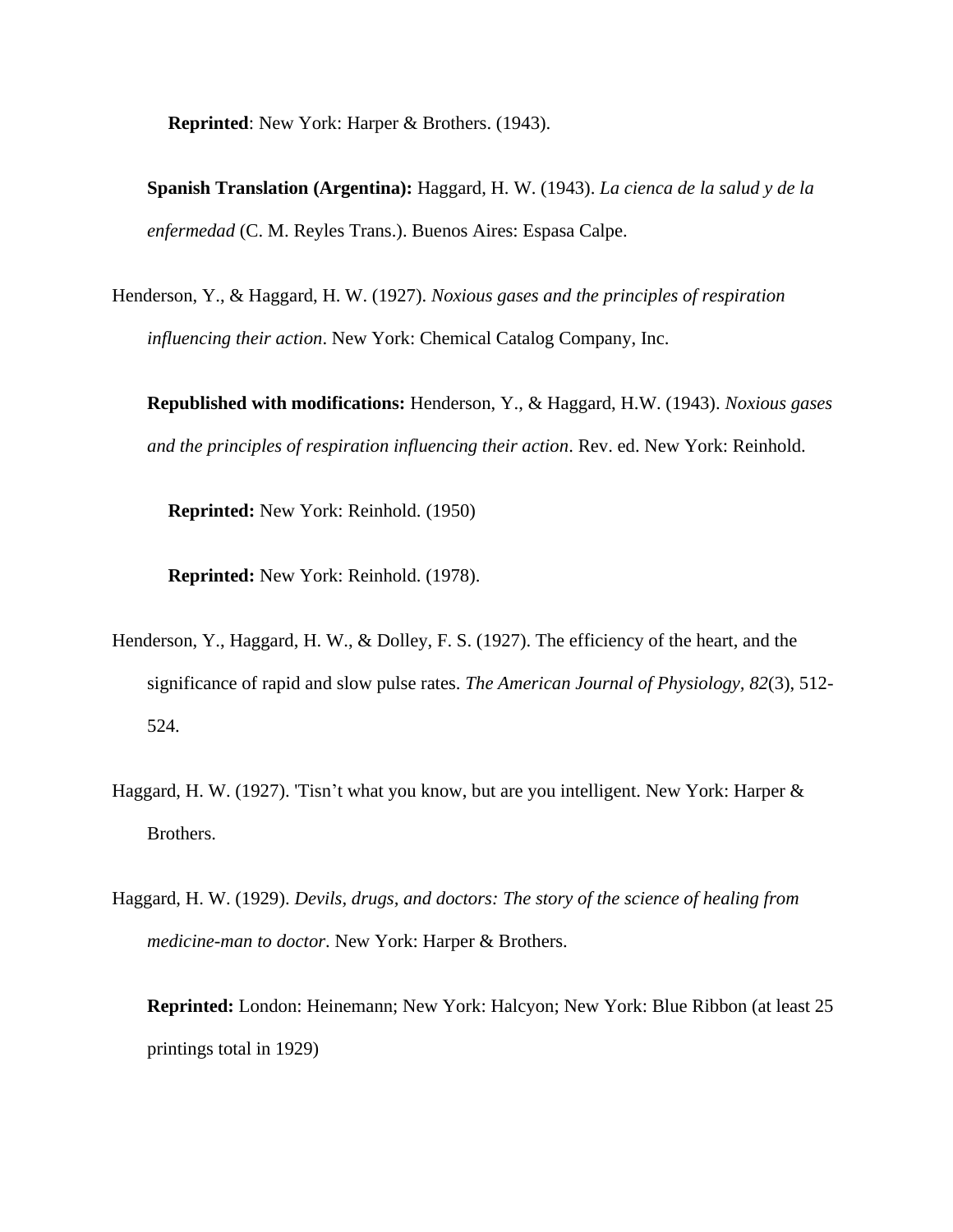**Reprinted**: New York: Harper & Brothers. (1943).

**Spanish Translation (Argentina):** Haggard, H. W. (1943). *La cienca de la salud y de la enfermedad* (C. M. Reyles Trans.). Buenos Aires: Espasa Calpe.

Henderson, Y., & Haggard, H. W. (1927). *Noxious gases and the principles of respiration influencing their action*. New York: Chemical Catalog Company, Inc.

**Republished with modifications:** Henderson, Y., & Haggard, H.W. (1943). *Noxious gases and the principles of respiration influencing their action*. Rev. ed. New York: Reinhold.

**Reprinted:** New York: Reinhold. (1950)

**Reprinted:** New York: Reinhold. (1978).

Henderson, Y., Haggard, H. W., & Dolley, F. S. (1927). The efficiency of the heart, and the significance of rapid and slow pulse rates. *The American Journal of Physiology, 82*(3), 512-524.

Haggard, H. W. (1927). 'Tisn't what you know, but are you intelligent. New York: Harper & Brothers.

Haggard, H. W. (1929). *Devils, drugs, and doctors: The story of the science of healing from medicine-man to doctor*. New York: Harper & Brothers.

**Reprinted:** London: Heinemann; New York: Halcyon; New York: Blue Ribbon (at least 25 printings total in 1929)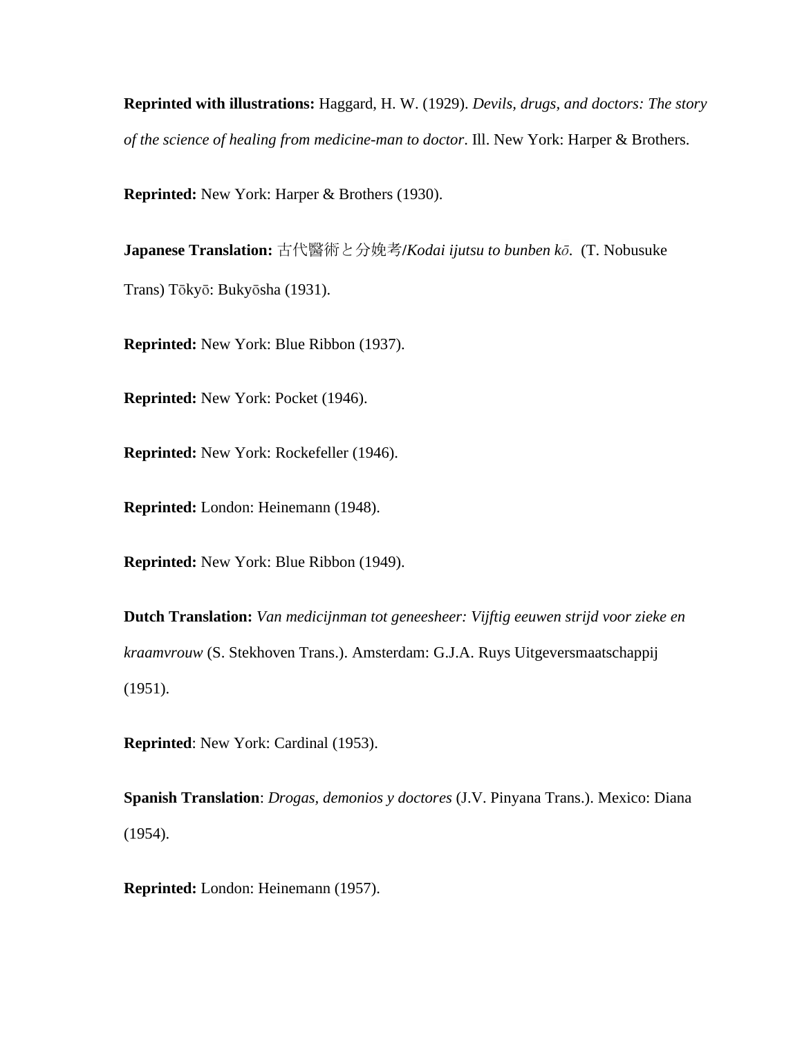**Reprinted with illustrations:** Haggard, H. W. (1929). *Devils, drugs, and doctors: The story of the science of healing from medicine-man to doctor*. Ill. New York: Harper & Brothers.

**Reprinted:** New York: Harper & Brothers (1930).

**Japanese Translation:** 古代醫術と分娩考/*Kodai ijutsu to bunben kō.* (T. Nobusuke Trans) Tōkyō: Bukyōsha (1931).

**Reprinted:** New York: Blue Ribbon (1937).

**Reprinted:** New York: Pocket (1946).

**Reprinted:** New York: Rockefeller (1946).

**Reprinted:** London: Heinemann (1948).

**Reprinted:** New York: Blue Ribbon (1949).

**Dutch Translation:** *Van medicijnman tot geneesheer: Vijftig eeuwen strijd voor zieke en kraamvrouw* (S. Stekhoven Trans.). Amsterdam: G.J.A. Ruys Uitgeversmaatschappij (1951).

**Reprinted**: New York: Cardinal (1953).

**Spanish Translation**: *Drogas, demonios y doctores* (J.V. Pinyana Trans.). Mexico: Diana (1954).

**Reprinted:** London: Heinemann (1957).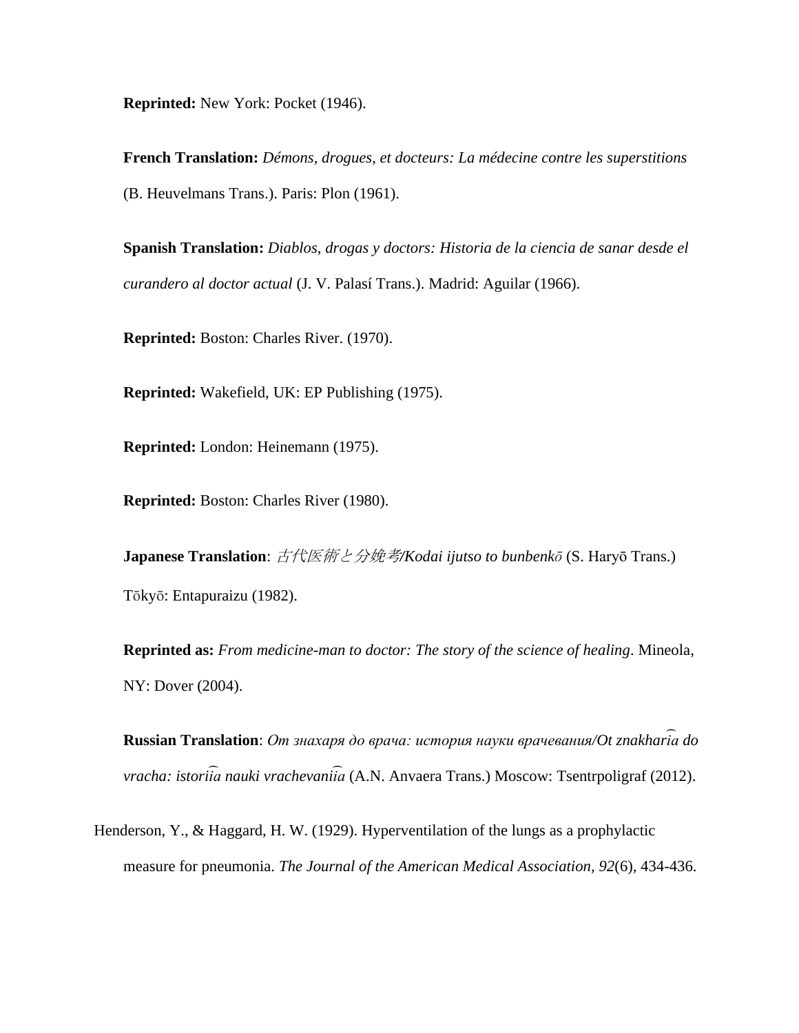**Reprinted:** New York: Pocket (1946).

**French Translation:** *Démons, drogues, et docteurs: La médecine contre les superstitions* (B. Heuvelmans Trans.). Paris: Plon (1961).

**Spanish Translation:** *Diablos, drogas y doctors: Historia de la ciencia de sanar desde el curandero al doctor actual* (J. V. Palasí Trans.). Madrid: Aguilar (1966).

**Reprinted:** Boston: Charles River. (1970).

**Reprinted:** Wakefield, UK: EP Publishing (1975).

**Reprinted:** London: Heinemann (1975).

**Reprinted:** Boston: Charles River (1980).

**Japanese Translation**: *古代医術と分娩考/Kodai ijutso to bunbenkō* (S. Haryō Trans.) Tōkyō: Entapuraizu (1982).

**Reprinted as:** *From medicine-man to doctor: The story of the science of healing*. Mineola, NY: Dover (2004).

**Russian Translation**: *От знахаря до врача: история науки врачевания/Ot znakhari͡a do vracha: istorii͡a nauki vrachevanii͡a* (A.N. Anvaera Trans.) Moscow: Tsentrpoligraf (2012).

Henderson, Y., & Haggard, H. W. (1929). Hyperventilation of the lungs as a prophylactic measure for pneumonia. *The Journal of the American Medical Association, 92*(6), 434-436.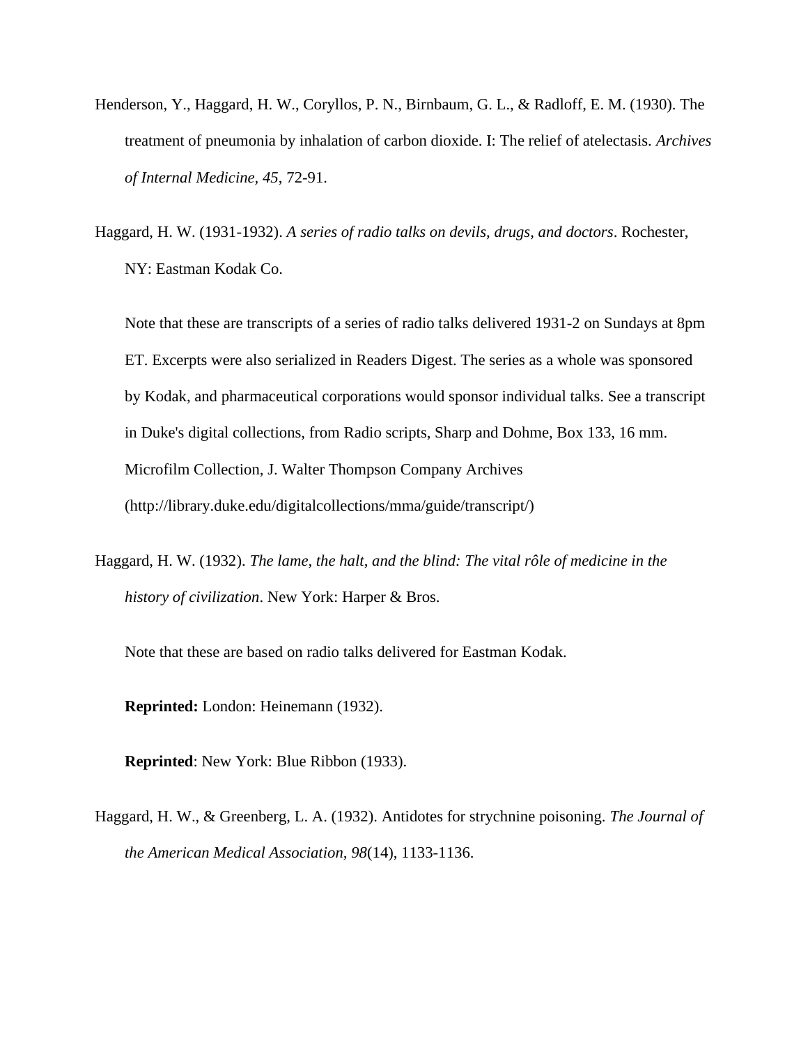Henderson, Y., Haggard, H. W., Coryllos, P. N., Birnbaum, G. L., & Radloff, E. M. (1930). The treatment of pneumonia by inhalation of carbon dioxide. I: The relief of atelectasis. *Archives of Internal Medicine, 45*, 72-91.

Haggard, H. W. (1931-1932). *A series of radio talks on devils, drugs, and doctors*. Rochester, NY: Eastman Kodak Co.

Note that these are transcripts of a series of radio talks delivered 1931-2 on Sundays at 8pm ET. Excerpts were also serialized in Readers Digest. The series as a whole was sponsored by Kodak, and pharmaceutical corporations would sponsor individual talks. See a transcript in Duke's digital collections, from Radio scripts, Sharp and Dohme, Box 133, 16 mm. Microfilm Collection, J. Walter Thompson Company Archives (http://library.duke.edu/digitalcollections/mma/guide/transcript/)

Haggard, H. W. (1932). *The lame, the halt, and the blind: The vital rôle of medicine in the history of civilization*. New York: Harper & Bros.

Note that these are based on radio talks delivered for Eastman Kodak.

**Reprinted:** London: Heinemann (1932).

**Reprinted**: New York: Blue Ribbon (1933).

Haggard, H. W., & Greenberg, L. A. (1932). Antidotes for strychnine poisoning. *The Journal of the American Medical Association, 98*(14), 1133-1136.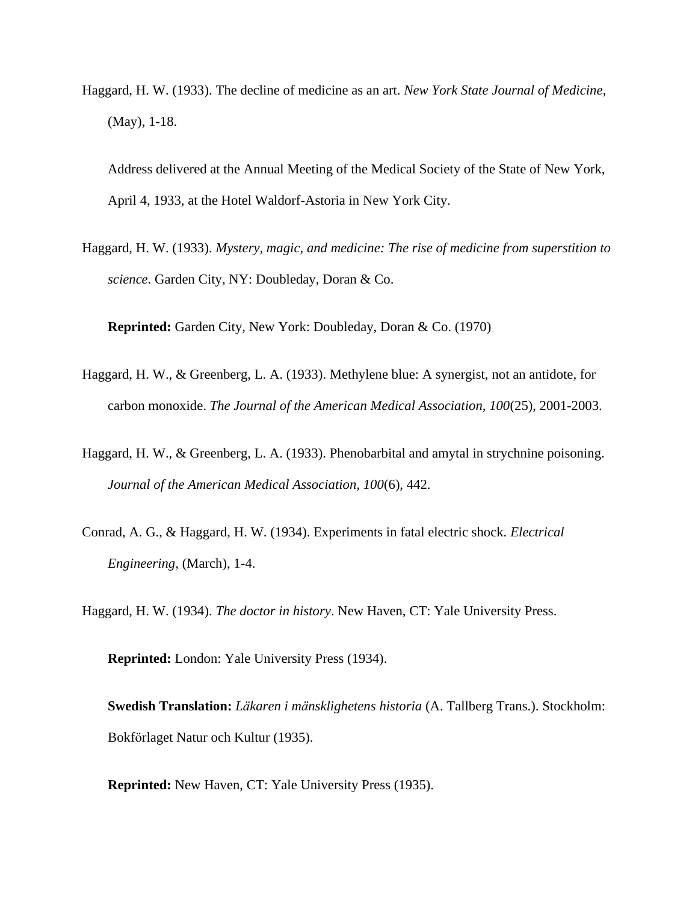Haggard, H. W. (1933). The decline of medicine as an art. *New York State Journal of Medicine,* (May), 1-18.

Address delivered at the Annual Meeting of the Medical Society of the State of New York, April 4, 1933, at the Hotel Waldorf-Astoria in New York City.

Haggard, H. W. (1933). *Mystery, magic, and medicine: The rise of medicine from superstition to science*. Garden City, NY: Doubleday, Doran & Co.

**Reprinted:** Garden City, New York: Doubleday, Doran & Co. (1970)

Haggard, H. W., & Greenberg, L. A. (1933). Methylene blue: A synergist, not an antidote, for carbon monoxide. *The Journal of the American Medical Association, 100*(25), 2001-2003.

Haggard, H. W., & Greenberg, L. A. (1933). Phenobarbital and amytal in strychnine poisoning. *Journal of the American Medical Association, 100*(6), 442.

Conrad, A. G., & Haggard, H. W. (1934). Experiments in fatal electric shock. *Electrical Engineering,* (March), 1-4.

Haggard, H. W. (1934). *The doctor in history*. New Haven, CT: Yale University Press.

**Reprinted:** London: Yale University Press (1934).

**Swedish Translation:** *Läkaren i mänsklighetens historia* (A. Tallberg Trans.). Stockholm: Bokförlaget Natur och Kultur (1935).

**Reprinted:** New Haven, CT: Yale University Press (1935).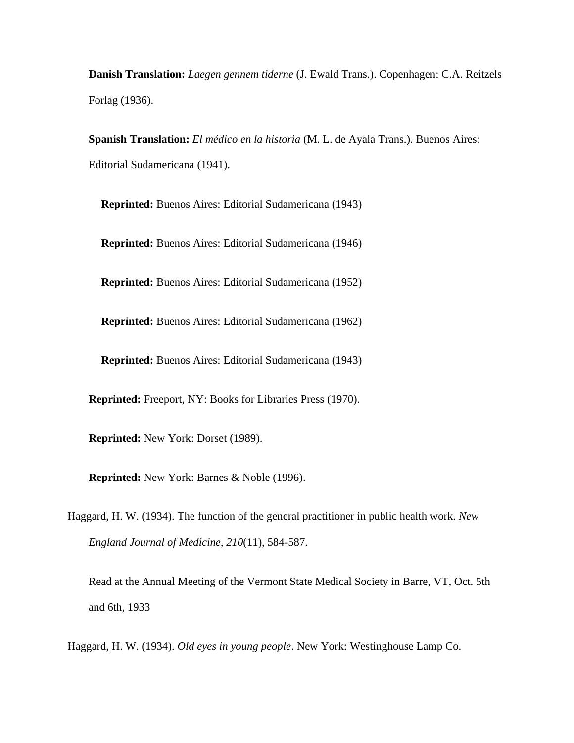**Danish Translation:** *Laegen gennem tiderne* (J. Ewald Trans.). Copenhagen: C.A. Reitzels Forlag (1936).

**Spanish Translation:** *El médico en la historia* (M. L. de Ayala Trans.). Buenos Aires: Editorial Sudamericana (1941).

**Reprinted:** Buenos Aires: Editorial Sudamericana (1943)

**Reprinted:** Buenos Aires: Editorial Sudamericana (1946)

**Reprinted:** Buenos Aires: Editorial Sudamericana (1952)

**Reprinted:** Buenos Aires: Editorial Sudamericana (1962)

**Reprinted:** Buenos Aires: Editorial Sudamericana (1943)

**Reprinted:** Freeport, NY: Books for Libraries Press (1970).

**Reprinted:** New York: Dorset (1989).

**Reprinted:** New York: Barnes & Noble (1996).

Haggard, H. W. (1934). The function of the general practitioner in public health work. *New England Journal of Medicine*, *210*(11), 584-587.

Read at the Annual Meeting of the Vermont State Medical Society in Barre, VT, Oct. 5th and 6th, 1933

Haggard, H. W. (1934). *Old eyes in young people*. New York: Westinghouse Lamp Co.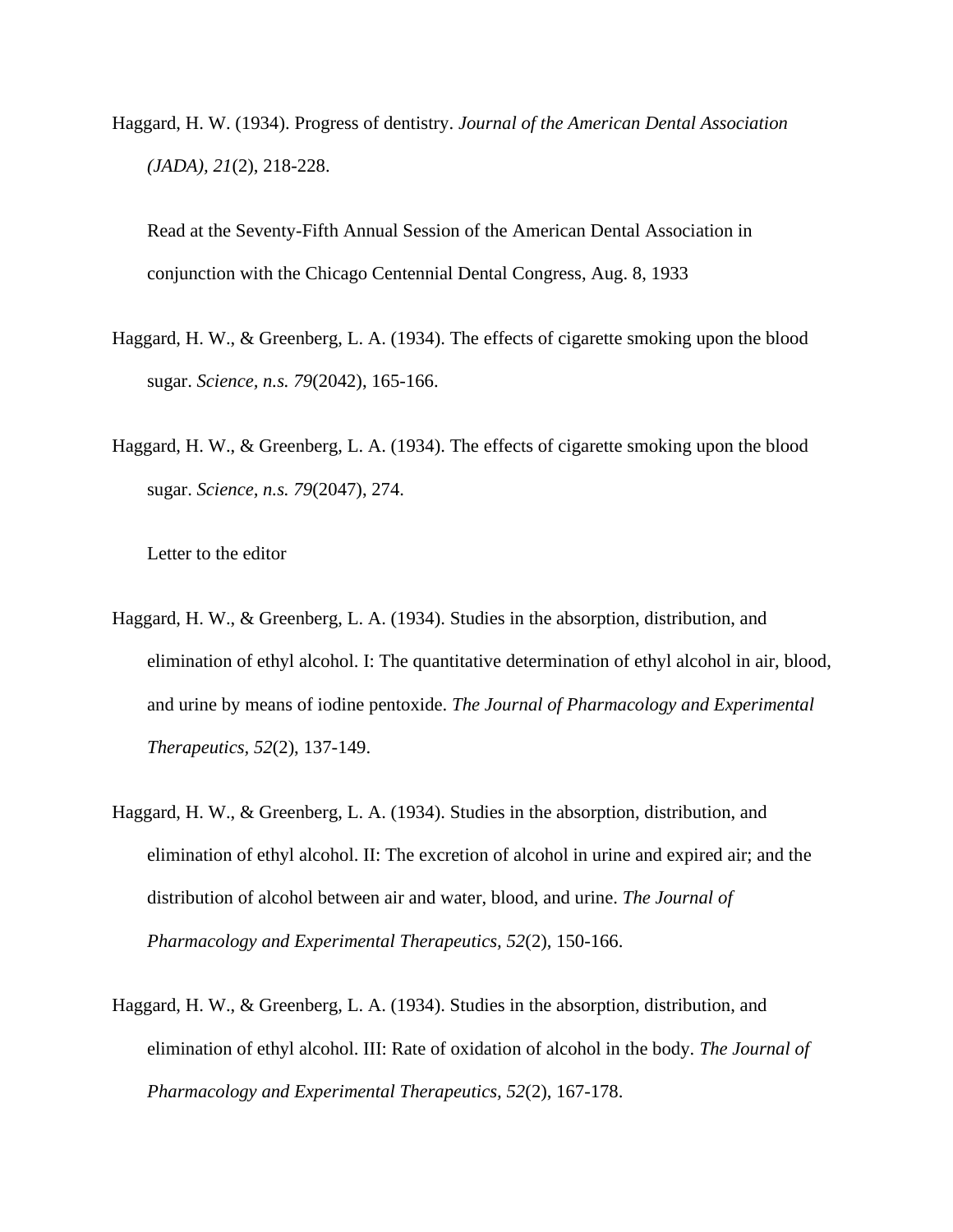Haggard, H. W. (1934). Progress of dentistry. *Journal of the American Dental Association (JADA), 21*(2), 218-228.

Read at the Seventy-Fifth Annual Session of the American Dental Association in conjunction with the Chicago Centennial Dental Congress, Aug. 8, 1933

Haggard, H. W., & Greenberg, L. A. (1934). The effects of cigarette smoking upon the blood sugar. *Science, n.s. 79*(2042), 165-166.

Haggard, H. W., & Greenberg, L. A. (1934). The effects of cigarette smoking upon the blood sugar. *Science, n.s. 79*(2047), 274.

Letter to the editor

Haggard, H. W., & Greenberg, L. A. (1934). Studies in the absorption, distribution, and elimination of ethyl alcohol. I: The quantitative determination of ethyl alcohol in air, blood, and urine by means of iodine pentoxide. *The Journal of Pharmacology and Experimental Therapeutics*, *52*(2), 137-149.

Haggard, H. W., & Greenberg, L. A. (1934). Studies in the absorption, distribution, and elimination of ethyl alcohol. II: The excretion of alcohol in urine and expired air; and the distribution of alcohol between air and water, blood, and urine. *The Journal of Pharmacology and Experimental Therapeutics, 52*(2), 150-166.

Haggard, H. W., & Greenberg, L. A. (1934). Studies in the absorption, distribution, and elimination of ethyl alcohol. III: Rate of oxidation of alcohol in the body. *The Journal of Pharmacology and Experimental Therapeutics, 52*(2), 167-178.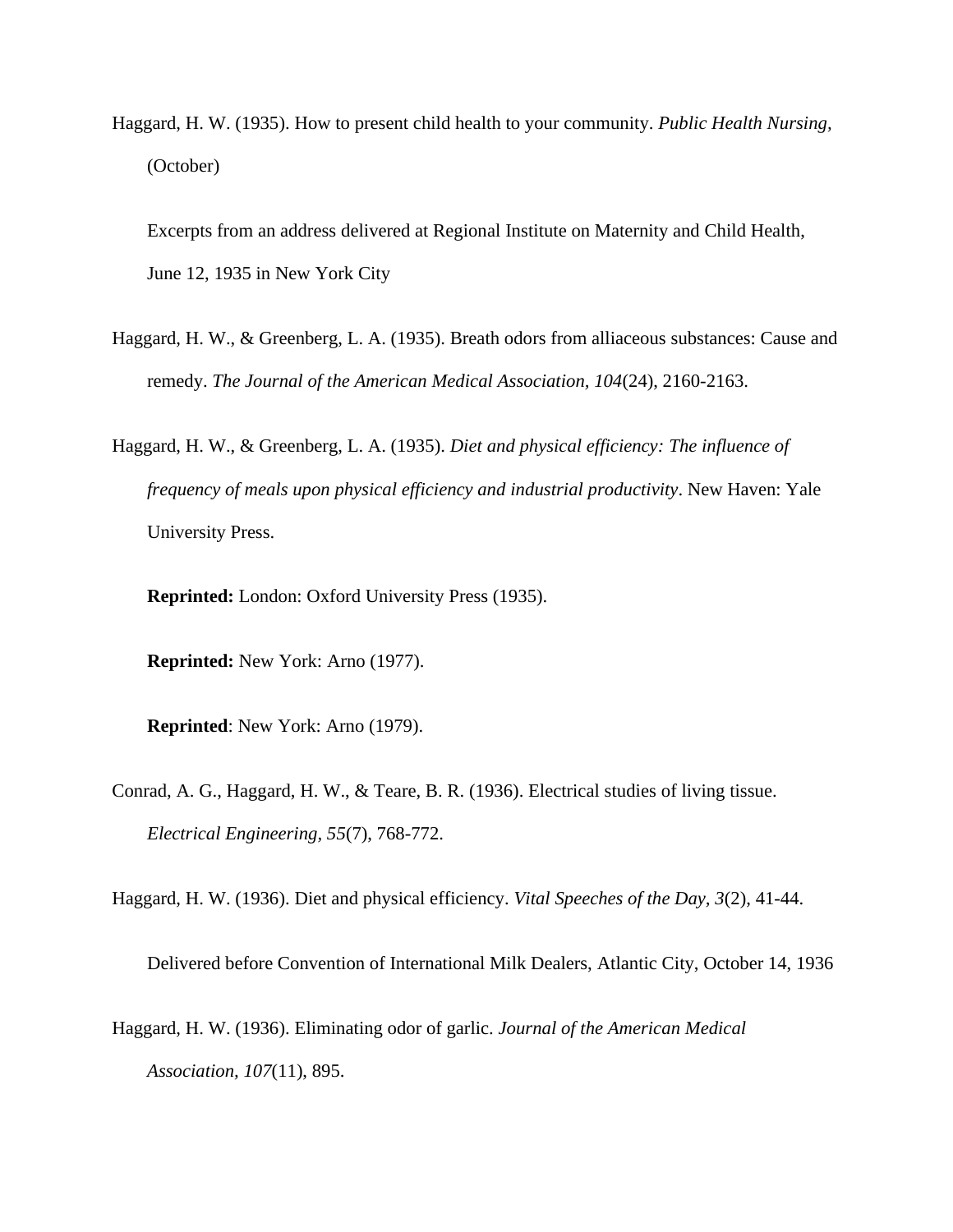Haggard, H. W. (1935). How to present child health to your community. *Public Health Nursing,* (October)

Excerpts from an address delivered at Regional Institute on Maternity and Child Health, June 12, 1935 in New York City

Haggard, H. W., & Greenberg, L. A. (1935). Breath odors from alliaceous substances: Cause and remedy. *The Journal of the American Medical Association, 104*(24), 2160-2163.

Haggard, H. W., & Greenberg, L. A. (1935). *Diet and physical efficiency: The influence of frequency of meals upon physical efficiency and industrial productivity*. New Haven: Yale University Press.

**Reprinted:** London: Oxford University Press (1935).

**Reprinted:** New York: Arno (1977).

**Reprinted**: New York: Arno (1979).

Conrad, A. G., Haggard, H. W., & Teare, B. R. (1936). Electrical studies of living tissue. *Electrical Engineering, 55*(7), 768-772.

Haggard, H. W. (1936). Diet and physical efficiency. *Vital Speeches of the Day, 3*(2), 41-44.

Delivered before Convention of International Milk Dealers, Atlantic City, October 14, 1936

Haggard, H. W. (1936). Eliminating odor of garlic. *Journal of the American Medical Association, 107*(11), 895.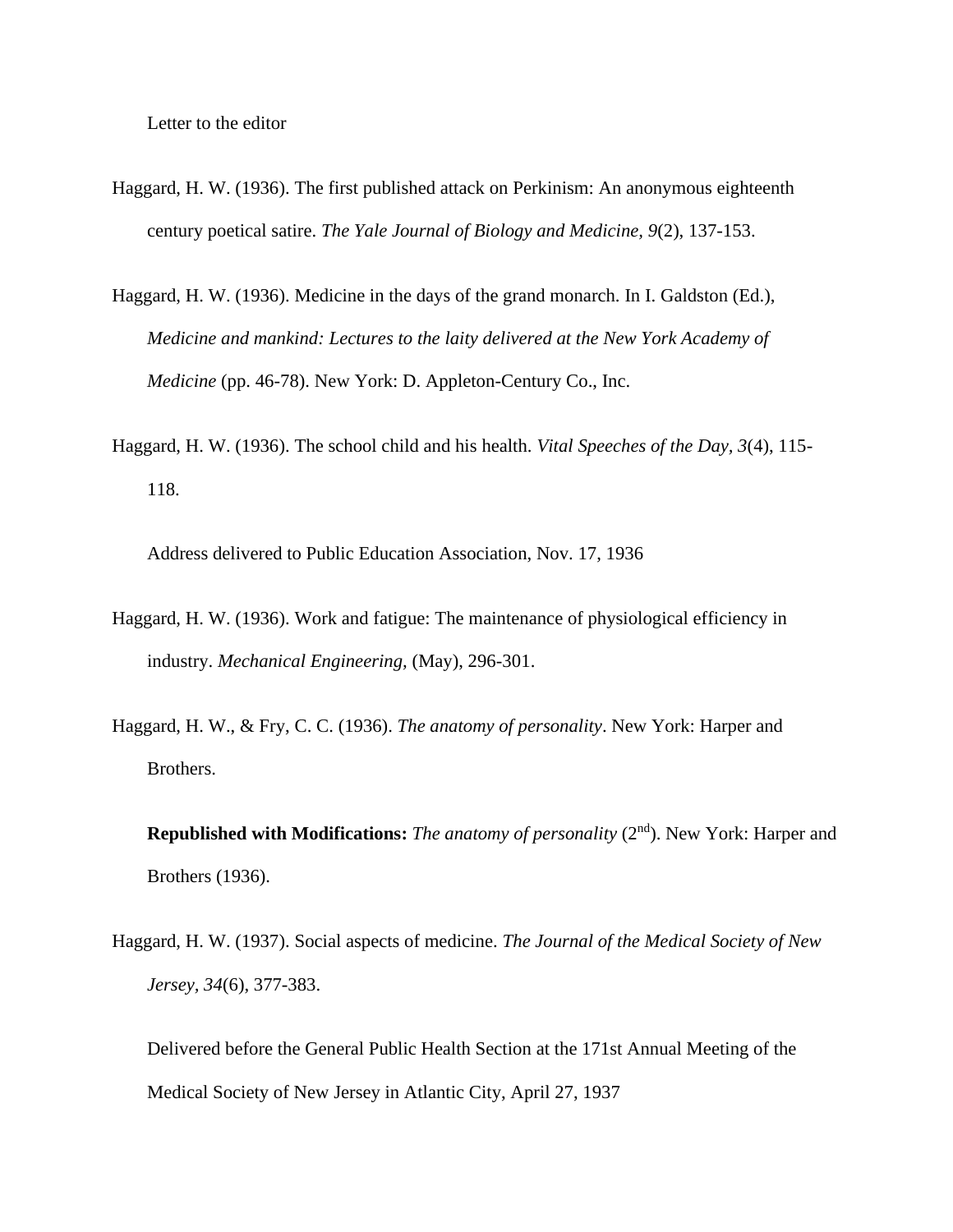Letter to the editor

Haggard, H. W. (1936). The first published attack on Perkinism: An anonymous eighteenth century poetical satire. *The Yale Journal of Biology and Medicine, 9*(2), 137-153.

Haggard, H. W. (1936). Medicine in the days of the grand monarch. In I. Galdston (Ed.), *Medicine and mankind: Lectures to the laity delivered at the New York Academy of Medicine* (pp. 46-78). New York: D. Appleton-Century Co., Inc.

Haggard, H. W. (1936). The school child and his health. *Vital Speeches of the Day, 3*(4), 115-118.

Address delivered to Public Education Association, Nov. 17, 1936

Haggard, H. W. (1936). Work and fatigue: The maintenance of physiological efficiency in industry. *Mechanical Engineering,* (May), 296-301.

Haggard, H. W., & Fry, C. C. (1936). *The anatomy of personality*. New York: Harper and Brothers.

**Republished with Modifications:** *The anatomy of personality* (2nd). New York: Harper and Brothers (1936).

Haggard, H. W. (1937). Social aspects of medicine. *The Journal of the Medical Society of New Jersey, 34*(6), 377-383.

Delivered before the General Public Health Section at the 171st Annual Meeting of the Medical Society of New Jersey in Atlantic City, April 27, 1937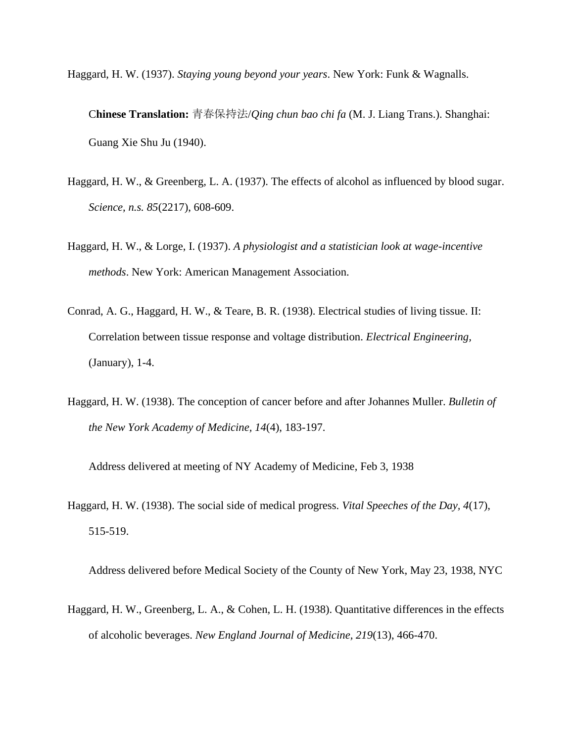Haggard, H. W. (1937). *Staying young beyond your years*. New York: Funk & Wagnalls.

C**hinese Translation:** 青春保持法/*Qing chun bao chi fa* (M. J. Liang Trans.). Shanghai: Guang Xie Shu Ju (1940).

Haggard, H. W., & Greenberg, L. A. (1937). The effects of alcohol as influenced by blood sugar. *Science, n.s. 85*(2217), 608-609.

Haggard, H. W., & Lorge, I. (1937). *A physiologist and a statistician look at wage-incentive methods*. New York: American Management Association.

Conrad, A. G., Haggard, H. W., & Teare, B. R. (1938). Electrical studies of living tissue. II: Correlation between tissue response and voltage distribution. *Electrical Engineering,* (January), 1-4.

Haggard, H. W. (1938). The conception of cancer before and after Johannes Muller. *Bulletin of the New York Academy of Medicine, 14*(4), 183-197.

Address delivered at meeting of NY Academy of Medicine, Feb 3, 1938

Haggard, H. W. (1938). The social side of medical progress. *Vital Speeches of the Day, 4*(17), 515-519.

Address delivered before Medical Society of the County of New York, May 23, 1938, NYC

Haggard, H. W., Greenberg, L. A., & Cohen, L. H. (1938). Quantitative differences in the effects of alcoholic beverages. *New England Journal of Medicine, 219*(13), 466-470.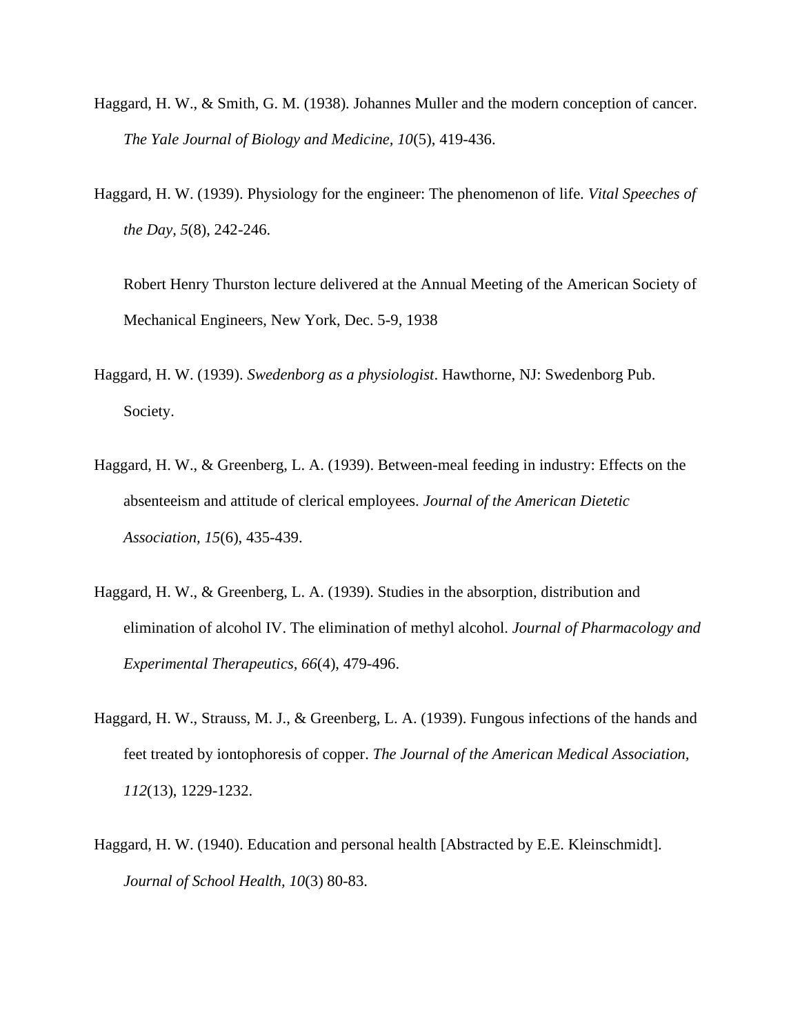Haggard, H. W., & Smith, G. M. (1938). Johannes Muller and the modern conception of cancer. *The Yale Journal of Biology and Medicine, 10*(5), 419-436.

Haggard, H. W. (1939). Physiology for the engineer: The phenomenon of life. *Vital Speeches of the Day, 5*(8), 242-246.

Robert Henry Thurston lecture delivered at the Annual Meeting of the American Society of Mechanical Engineers, New York, Dec. 5-9, 1938

Haggard, H. W. (1939). *Swedenborg as a physiologist*. Hawthorne, NJ: Swedenborg Pub. Society.

Haggard, H. W., & Greenberg, L. A. (1939). Between-meal feeding in industry: Effects on the absenteeism and attitude of clerical employees. *Journal of the American Dietetic Association, 15*(6), 435-439.

Haggard, H. W., & Greenberg, L. A. (1939). Studies in the absorption, distribution and elimination of alcohol IV. The elimination of methyl alcohol. *Journal of Pharmacology and Experimental Therapeutics, 66*(4), 479-496.

Haggard, H. W., Strauss, M. J., & Greenberg, L. A. (1939). Fungous infections of the hands and feet treated by iontophoresis of copper. *The Journal of the American Medical Association, 112*(13), 1229-1232.

Haggard, H. W. (1940). Education and personal health [Abstracted by E.E. Kleinschmidt]. *Journal of School Health, 10*(3) 80-83.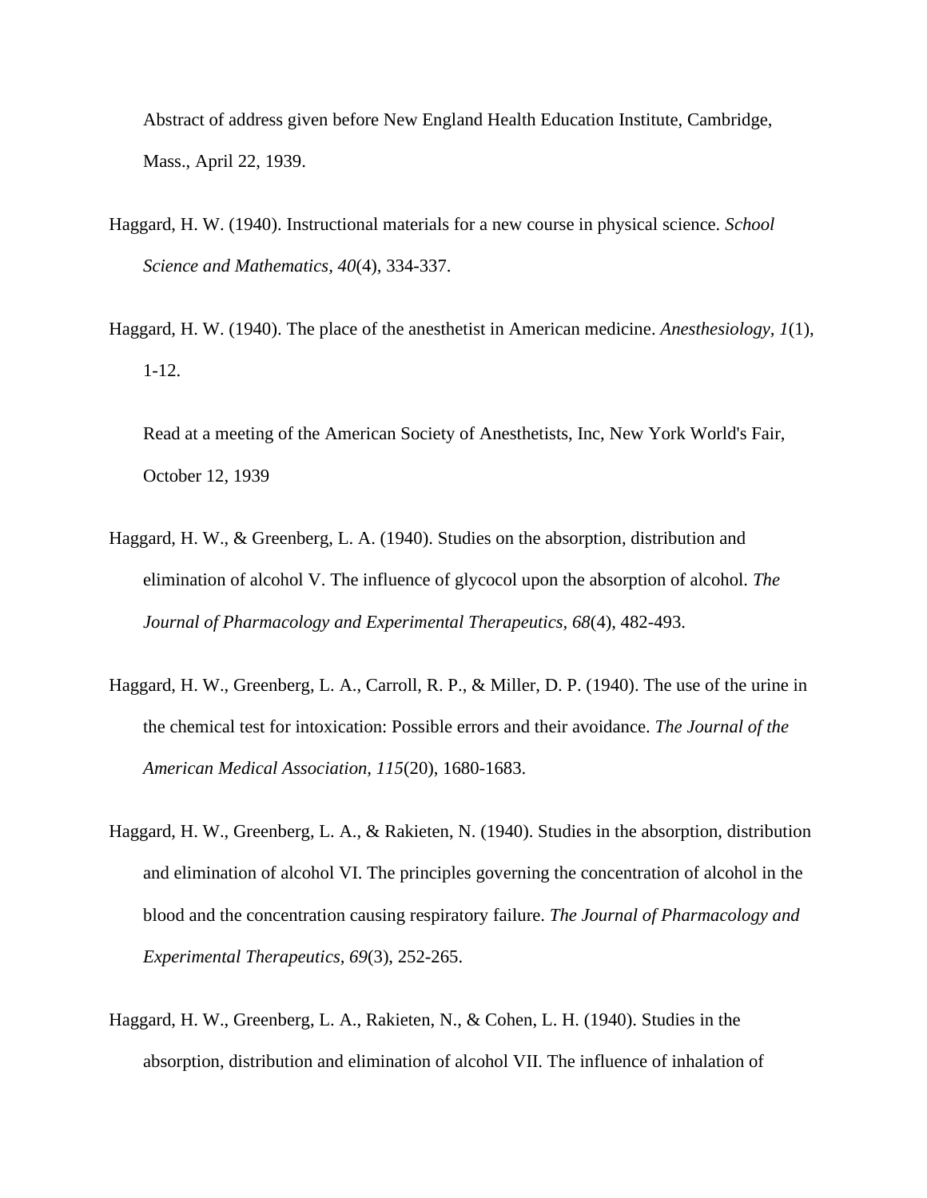Abstract of address given before New England Health Education Institute, Cambridge, Mass., April 22, 1939.

Haggard, H. W. (1940). Instructional materials for a new course in physical science. *School Science and Mathematics, 40*(4), 334-337.

Haggard, H. W. (1940). The place of the anesthetist in American medicine. *Anesthesiology, 1*(1), 1-12.

Read at a meeting of the American Society of Anesthetists, Inc, New York World's Fair, October 12, 1939

Haggard, H. W., & Greenberg, L. A. (1940). Studies on the absorption, distribution and elimination of alcohol V. The influence of glycocol upon the absorption of alcohol. *The Journal of Pharmacology and Experimental Therapeutics, 68*(4), 482-493.

Haggard, H. W., Greenberg, L. A., Carroll, R. P., & Miller, D. P. (1940). The use of the urine in the chemical test for intoxication: Possible errors and their avoidance. *The Journal of the American Medical Association, 115*(20), 1680-1683.

Haggard, H. W., Greenberg, L. A., & Rakieten, N. (1940). Studies in the absorption, distribution and elimination of alcohol VI. The principles governing the concentration of alcohol in the blood and the concentration causing respiratory failure. *The Journal of Pharmacology and Experimental Therapeutics, 69*(3), 252-265.

Haggard, H. W., Greenberg, L. A., Rakieten, N., & Cohen, L. H. (1940). Studies in the absorption, distribution and elimination of alcohol VII. The influence of inhalation of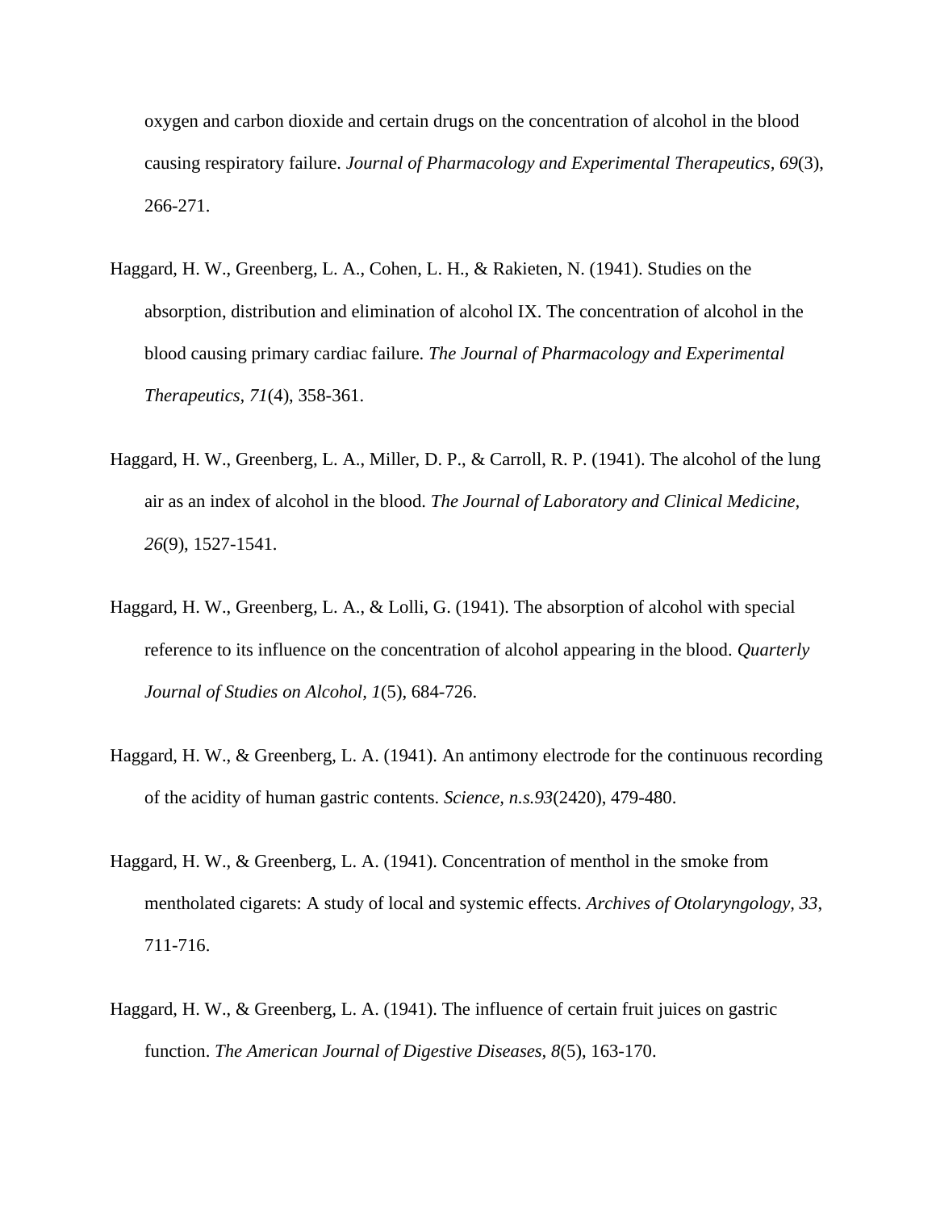oxygen and carbon dioxide and certain drugs on the concentration of alcohol in the blood causing respiratory failure. *Journal of Pharmacology and Experimental Therapeutics, 69*(3), 266-271.

Haggard, H. W., Greenberg, L. A., Cohen, L. H., & Rakieten, N. (1941). Studies on the absorption, distribution and elimination of alcohol IX. The concentration of alcohol in the blood causing primary cardiac failure. *The Journal of Pharmacology and Experimental Therapeutics, 71*(4), 358-361.

Haggard, H. W., Greenberg, L. A., Miller, D. P., & Carroll, R. P. (1941). The alcohol of the lung air as an index of alcohol in the blood. *The Journal of Laboratory and Clinical Medicine, 26*(9), 1527-1541.

Haggard, H. W., Greenberg, L. A., & Lolli, G. (1941). The absorption of alcohol with special reference to its influence on the concentration of alcohol appearing in the blood. *Quarterly Journal of Studies on Alcohol, 1*(5), 684-726.

Haggard, H. W., & Greenberg, L. A. (1941). An antimony electrode for the continuous recording of the acidity of human gastric contents. *Science, n.s.93*(2420), 479-480.

Haggard, H. W., & Greenberg, L. A. (1941). Concentration of menthol in the smoke from mentholated cigarets: A study of local and systemic effects. *Archives of Otolaryngology, 33*, 711-716.

Haggard, H. W., & Greenberg, L. A. (1941). The influence of certain fruit juices on gastric function. *The American Journal of Digestive Diseases, 8*(5), 163-170.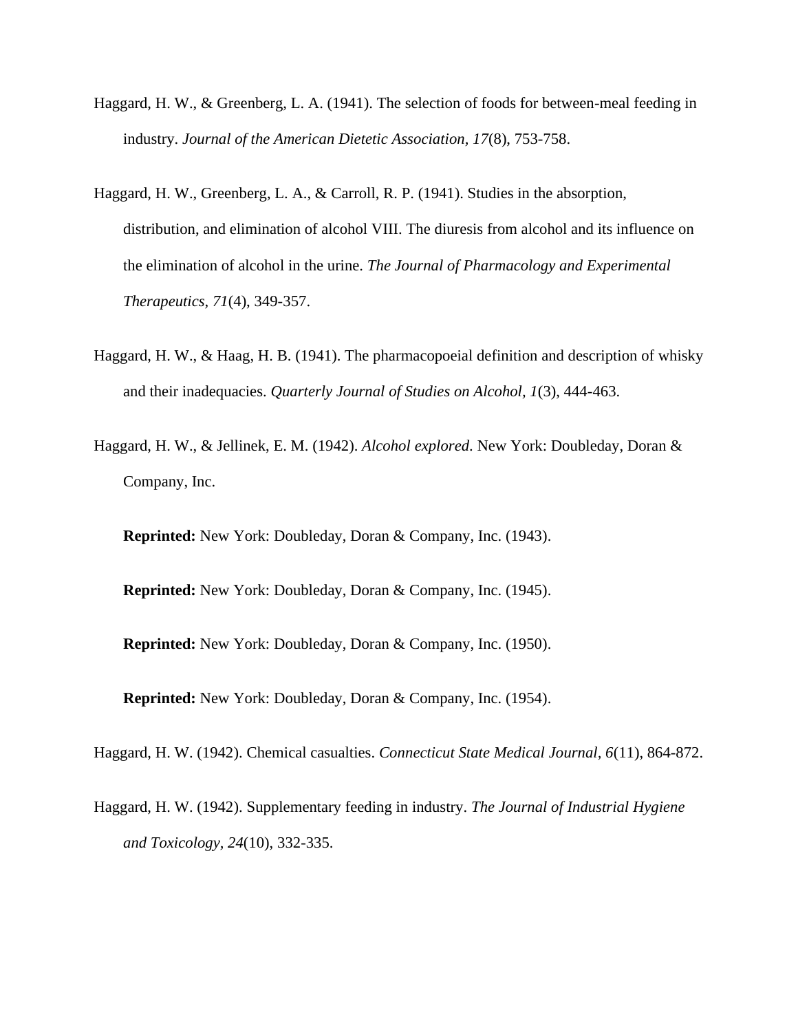Haggard, H. W., & Greenberg, L. A. (1941). The selection of foods for between-meal feeding in industry. *Journal of the American Dietetic Association, 17*(8), 753-758.

Haggard, H. W., Greenberg, L. A., & Carroll, R. P. (1941). Studies in the absorption, distribution, and elimination of alcohol VIII. The diuresis from alcohol and its influence on the elimination of alcohol in the urine. *The Journal of Pharmacology and Experimental Therapeutics*, *71*(4), 349-357.

Haggard, H. W., & Haag, H. B. (1941). The pharmacopoeial definition and description of whisky and their inadequacies. *Quarterly Journal of Studies on Alcohol*, *1*(3), 444-463.

Haggard, H. W., & Jellinek, E. M. (1942). *Alcohol explored*. New York: Doubleday, Doran & Company, Inc.

**Reprinted:** New York: Doubleday, Doran & Company, Inc. (1943).

**Reprinted:** New York: Doubleday, Doran & Company, Inc. (1945).

**Reprinted:** New York: Doubleday, Doran & Company, Inc. (1950).

**Reprinted:** New York: Doubleday, Doran & Company, Inc. (1954).

Haggard, H. W. (1942). Chemical casualties. *Connecticut State Medical Journal*, *6*(11), 864-872.

Haggard, H. W. (1942). Supplementary feeding in industry. *The Journal of Industrial Hygiene and Toxicology, 24*(10), 332-335.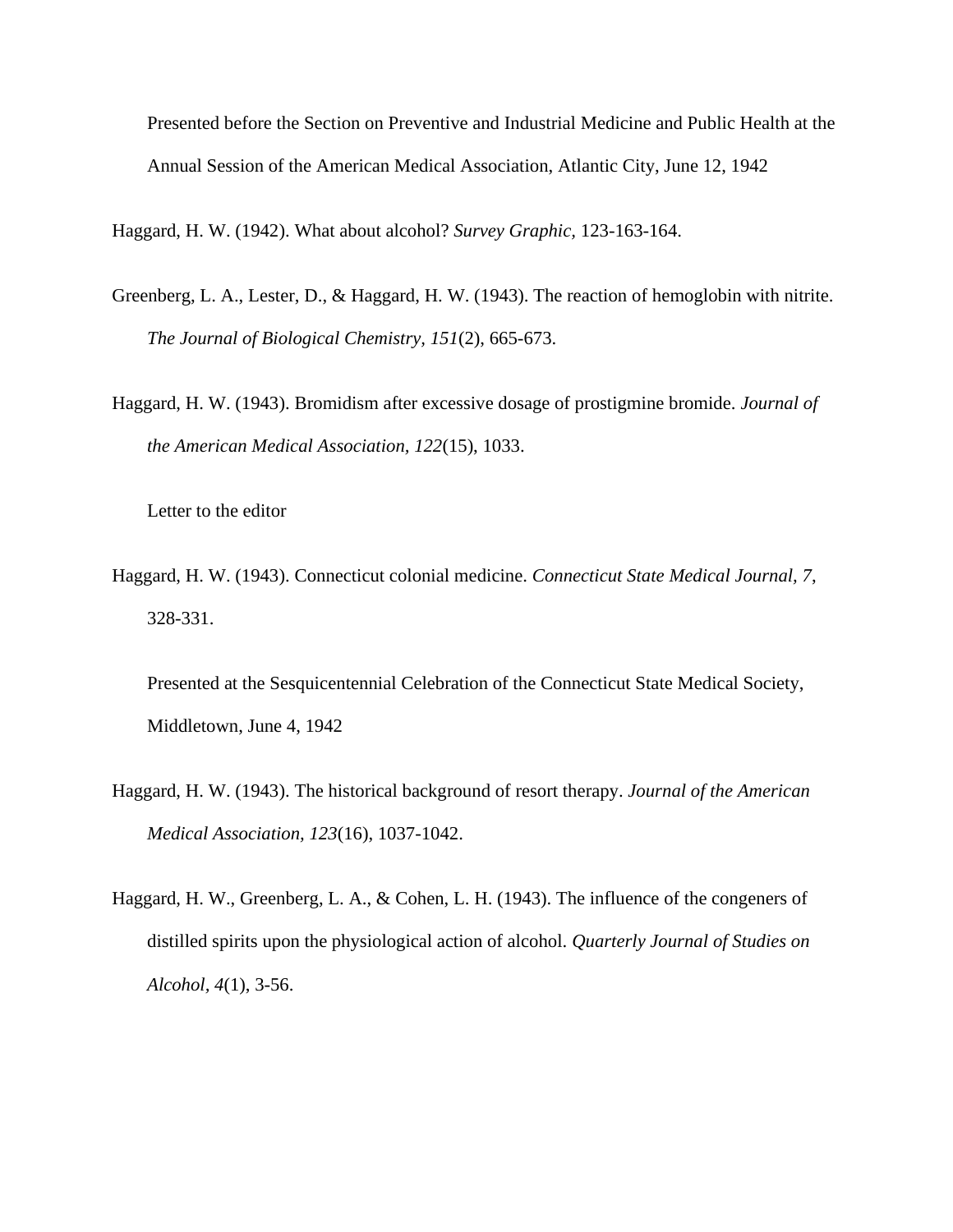Presented before the Section on Preventive and Industrial Medicine and Public Health at the Annual Session of the American Medical Association, Atlantic City, June 12, 1942

Haggard, H. W. (1942). What about alcohol? *Survey Graphic*, 123-163-164.

Greenberg, L. A., Lester, D., & Haggard, H. W. (1943). The reaction of hemoglobin with nitrite. *The Journal of Biological Chemistry, 151*(2), 665-673.

Haggard, H. W. (1943). Bromidism after excessive dosage of prostigmine bromide. *Journal of the American Medical Association, 122*(15), 1033.

Letter to the editor

Haggard, H. W. (1943). Connecticut colonial medicine. *Connecticut State Medical Journal, 7*, 328-331.

Presented at the Sesquicentennial Celebration of the Connecticut State Medical Society, Middletown, June 4, 1942

Haggard, H. W. (1943). The historical background of resort therapy. *Journal of the American Medical Association, 123*(16), 1037-1042.

Haggard, H. W., Greenberg, L. A., & Cohen, L. H. (1943). The influence of the congeners of distilled spirits upon the physiological action of alcohol. *Quarterly Journal of Studies on Alcohol, 4*(1), 3-56.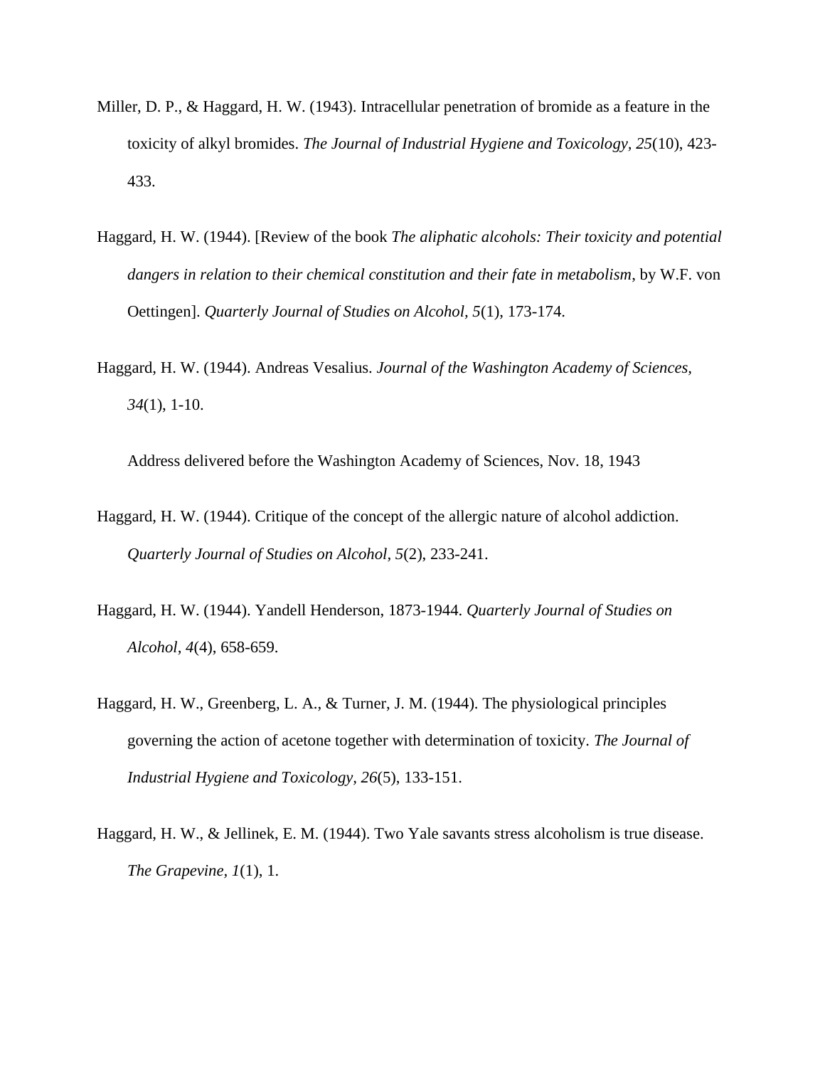Miller, D. P., & Haggard, H. W. (1943). Intracellular penetration of bromide as a feature in the toxicity of alkyl bromides. *The Journal of Industrial Hygiene and Toxicology, 25*(10), 423-433.

Haggard, H. W. (1944). [Review of the book *The aliphatic alcohols: Their toxicity and potential dangers in relation to their chemical constitution and their fate in metabolism*, by W.F. von Oettingen]. *Quarterly Journal of Studies on Alcohol, 5*(1), 173-174.

Haggard, H. W. (1944). Andreas Vesalius. *Journal of the Washington Academy of Sciences, 34*(1), 1-10.

Address delivered before the Washington Academy of Sciences, Nov. 18, 1943

Haggard, H. W. (1944). Critique of the concept of the allergic nature of alcohol addiction. *Quarterly Journal of Studies on Alcohol, 5*(2), 233-241.

Haggard, H. W. (1944). Yandell Henderson, 1873-1944. *Quarterly Journal of Studies on Alcohol, 4*(4), 658-659.

Haggard, H. W., Greenberg, L. A., & Turner, J. M. (1944). The physiological principles governing the action of acetone together with determination of toxicity. *The Journal of Industrial Hygiene and Toxicology, 26*(5), 133-151.

Haggard, H. W., & Jellinek, E. M. (1944). Two Yale savants stress alcoholism is true disease. *The Grapevine, 1*(1), 1.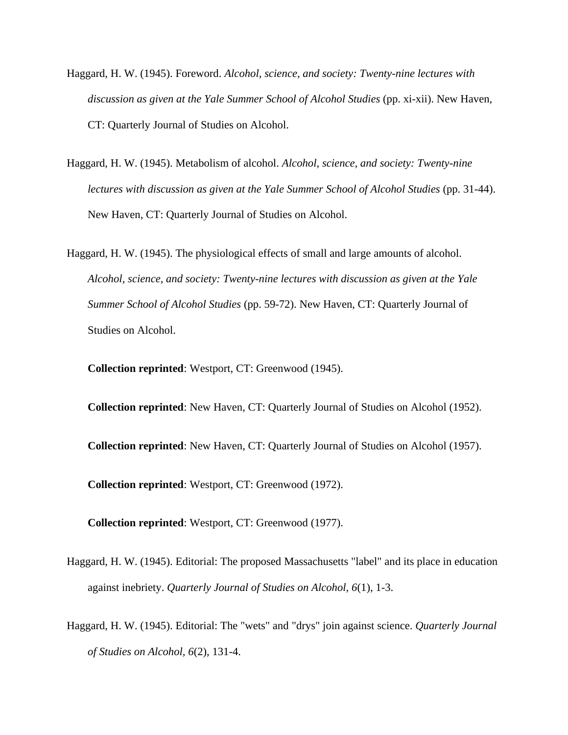Haggard, H. W. (1945). Foreword. *Alcohol, science, and society: Twenty-nine lectures with discussion as given at the Yale Summer School of Alcohol Studies* (pp. xi-xii). New Haven, CT: Quarterly Journal of Studies on Alcohol.

Haggard, H. W. (1945). Metabolism of alcohol. *Alcohol, science, and society: Twenty-nine lectures with discussion as given at the Yale Summer School of Alcohol Studies* (pp. 31-44). New Haven, CT: Quarterly Journal of Studies on Alcohol.

Haggard, H. W. (1945). The physiological effects of small and large amounts of alcohol. *Alcohol, science, and society: Twenty-nine lectures with discussion as given at the Yale Summer School of Alcohol Studies* (pp. 59-72). New Haven, CT: Quarterly Journal of Studies on Alcohol.

**Collection reprinted**: Westport, CT: Greenwood (1945).

**Collection reprinted**: New Haven, CT: Quarterly Journal of Studies on Alcohol (1952).

**Collection reprinted**: New Haven, CT: Quarterly Journal of Studies on Alcohol (1957).

**Collection reprinted**: Westport, CT: Greenwood (1972).

**Collection reprinted**: Westport, CT: Greenwood (1977).

Haggard, H. W. (1945). Editorial: The proposed Massachusetts "label" and its place in education against inebriety. *Quarterly Journal of Studies on Alcohol, 6*(1), 1-3.

Haggard, H. W. (1945). Editorial: The "wets" and "drys" join against science. *Quarterly Journal of Studies on Alcohol, 6*(2), 131-4.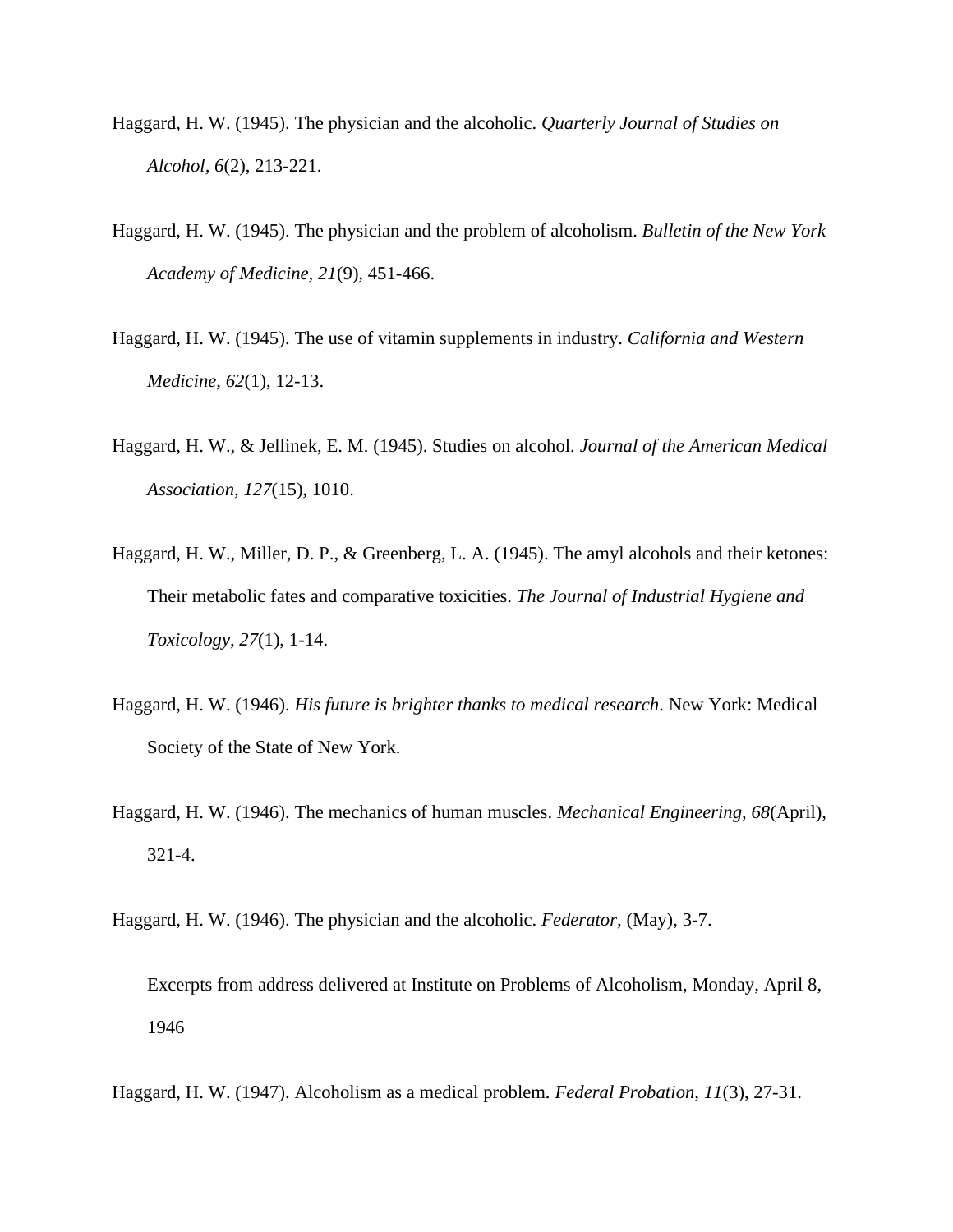Haggard, H. W. (1945). The physician and the alcoholic. *Quarterly Journal of Studies on Alcohol, 6*(2), 213-221.

Haggard, H. W. (1945). The physician and the problem of alcoholism. *Bulletin of the New York Academy of Medicine, 21*(9), 451-466.

Haggard, H. W. (1945). The use of vitamin supplements in industry. *California and Western Medicine, 62*(1), 12-13.

Haggard, H. W., & Jellinek, E. M. (1945). Studies on alcohol. *Journal of the American Medical Association, 127*(15), 1010.

Haggard, H. W., Miller, D. P., & Greenberg, L. A. (1945). The amyl alcohols and their ketones: Their metabolic fates and comparative toxicities. *The Journal of Industrial Hygiene and Toxicology, 27*(1), 1-14.

Haggard, H. W. (1946). *His future is brighter thanks to medical research*. New York: Medical Society of the State of New York.

Haggard, H. W. (1946). The mechanics of human muscles. *Mechanical Engineering, 68*(April), 321-4.

Haggard, H. W. (1946). The physician and the alcoholic. *Federator,* (May), 3-7.

Excerpts from address delivered at Institute on Problems of Alcoholism, Monday, April 8, 1946

Haggard, H. W. (1947). Alcoholism as a medical problem. *Federal Probation, 11*(3), 27-31.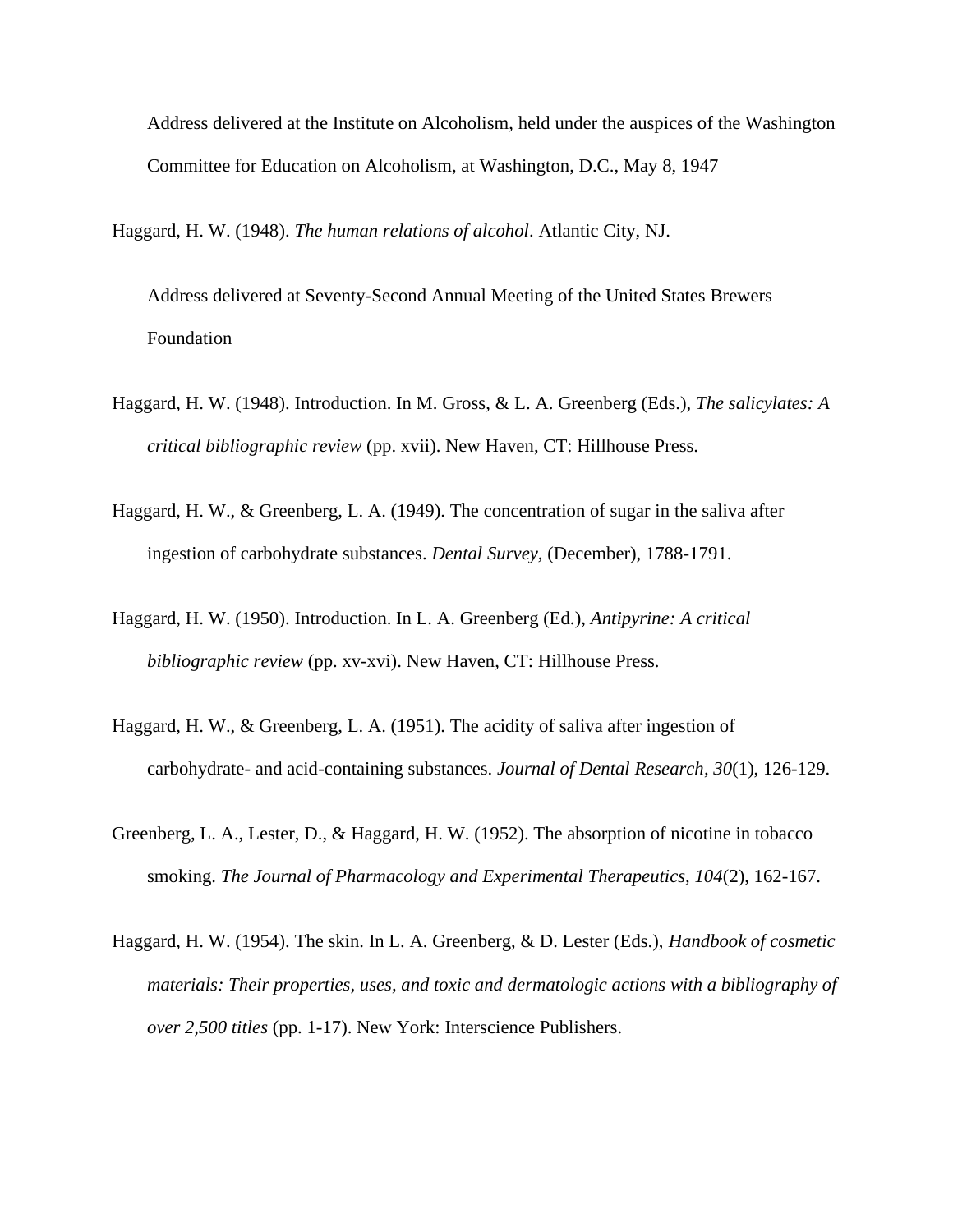Address delivered at the Institute on Alcoholism, held under the auspices of the Washington Committee for Education on Alcoholism, at Washington, D.C., May 8, 1947

Haggard, H. W. (1948). *The human relations of alcohol*. Atlantic City, NJ.

Address delivered at Seventy-Second Annual Meeting of the United States Brewers Foundation

Haggard, H. W. (1948). Introduction. In M. Gross, & L. A. Greenberg (Eds.), *The salicylates: A critical bibliographic review* (pp. xvii). New Haven, CT: Hillhouse Press.

Haggard, H. W., & Greenberg, L. A. (1949). The concentration of sugar in the saliva after ingestion of carbohydrate substances. *Dental Survey*, (December), 1788-1791.

Haggard, H. W. (1950). Introduction. In L. A. Greenberg (Ed.), *Antipyrine: A critical bibliographic review* (pp. xv-xvi). New Haven, CT: Hillhouse Press.

Haggard, H. W., & Greenberg, L. A. (1951). The acidity of saliva after ingestion of carbohydrate- and acid-containing substances. *Journal of Dental Research, 30*(1), 126-129.

Greenberg, L. A., Lester, D., & Haggard, H. W. (1952). The absorption of nicotine in tobacco smoking. *The Journal of Pharmacology and Experimental Therapeutics, 104*(2), 162-167.

Haggard, H. W. (1954). The skin. In L. A. Greenberg, & D. Lester (Eds.), *Handbook of cosmetic materials: Their properties, uses, and toxic and dermatologic actions with a bibliography of over 2,500 titles* (pp. 1-17). New York: Interscience Publishers.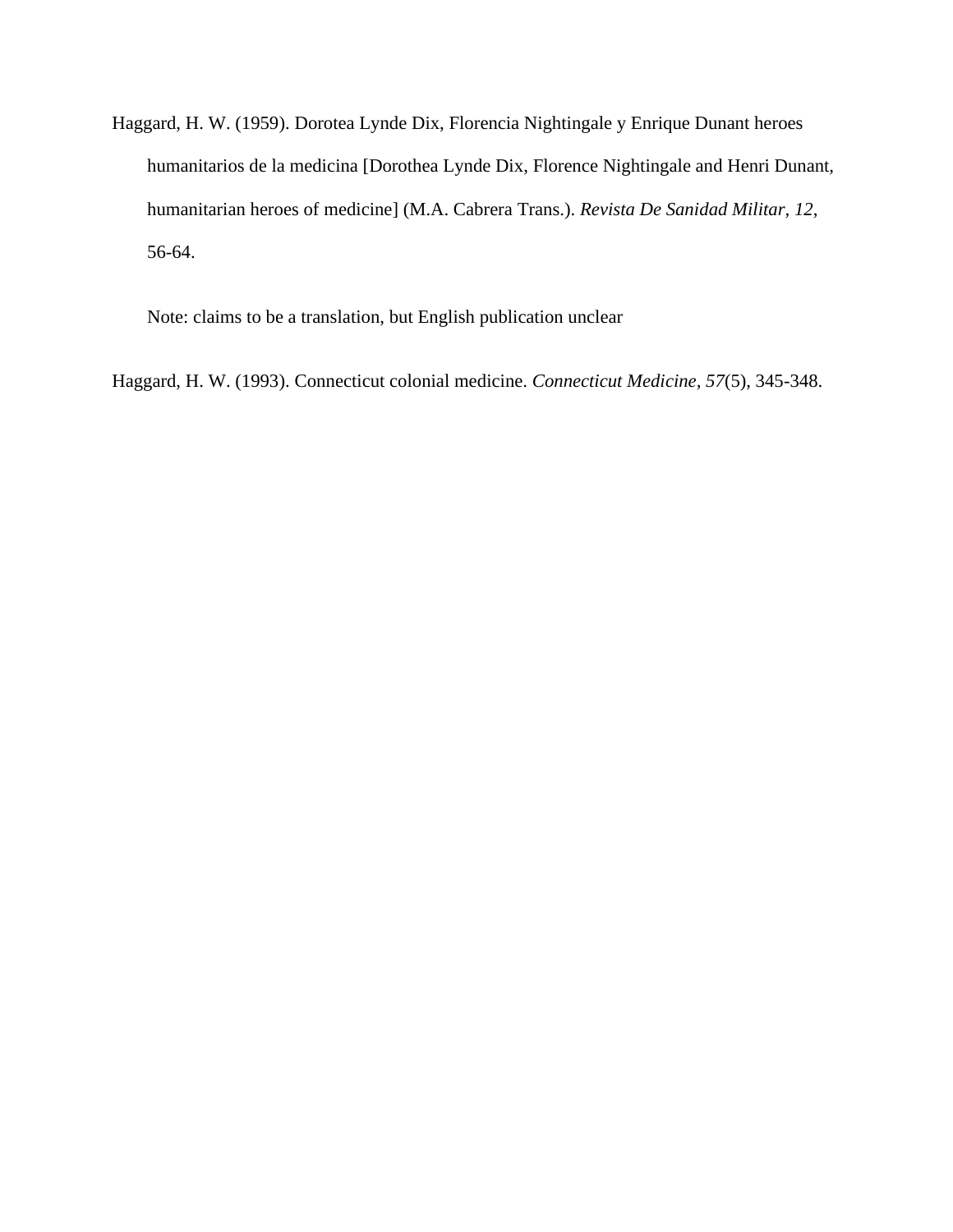Haggard, H. W. (1959). Dorotea Lynde Dix, Florencia Nightingale y Enrique Dunant heroes humanitarios de la medicina [Dorothea Lynde Dix, Florence Nightingale and Henri Dunant, humanitarian heroes of medicine] (M.A. Cabrera Trans.). *Revista De Sanidad Militar, 12*, 56-64.

Note: claims to be a translation, but English publication unclear

Haggard, H. W. (1993). Connecticut colonial medicine. *Connecticut Medicine, 57*(5), 345-348.